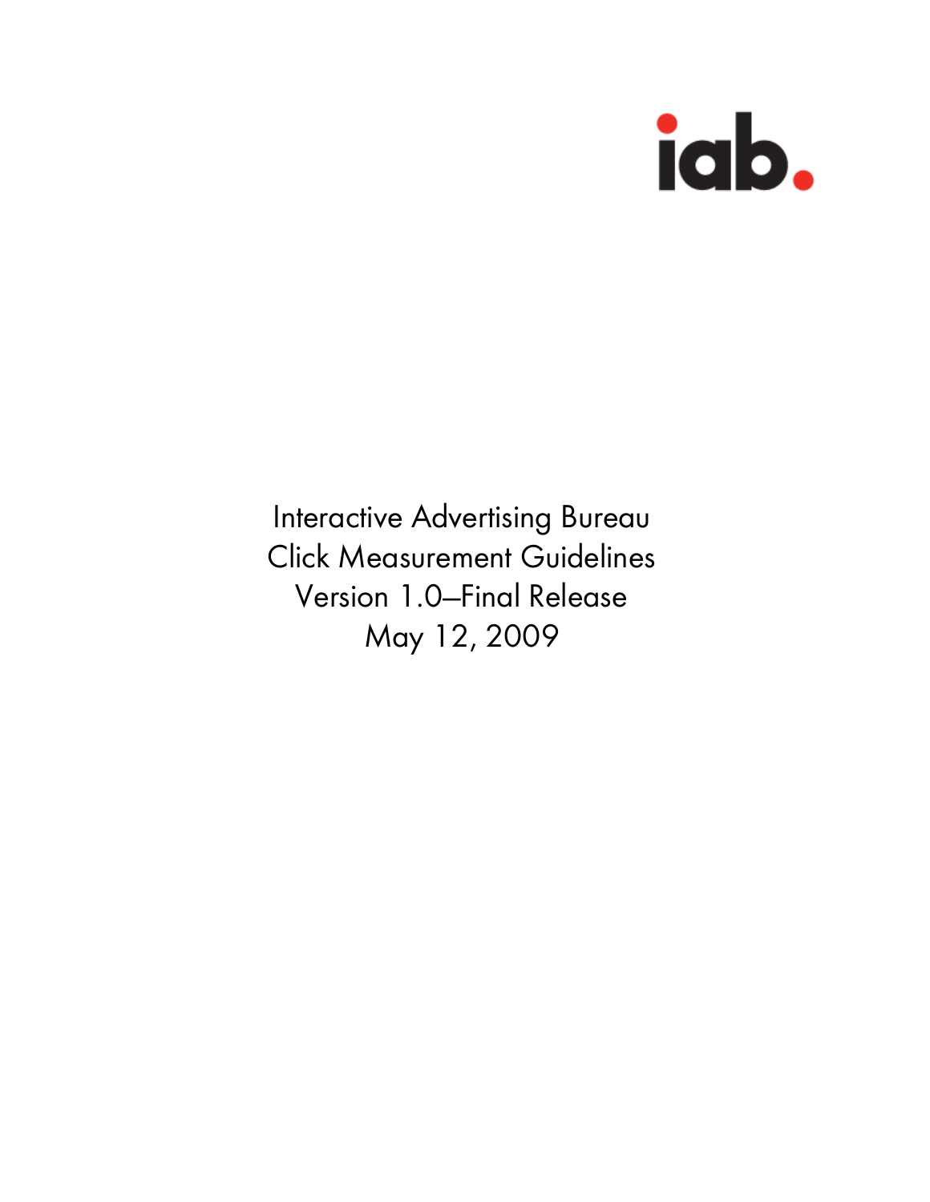iab.

# Interactive Advertising Bureau
# Click Measurement Guidelines
# Version 1.0–Final Release
# May 12, 2009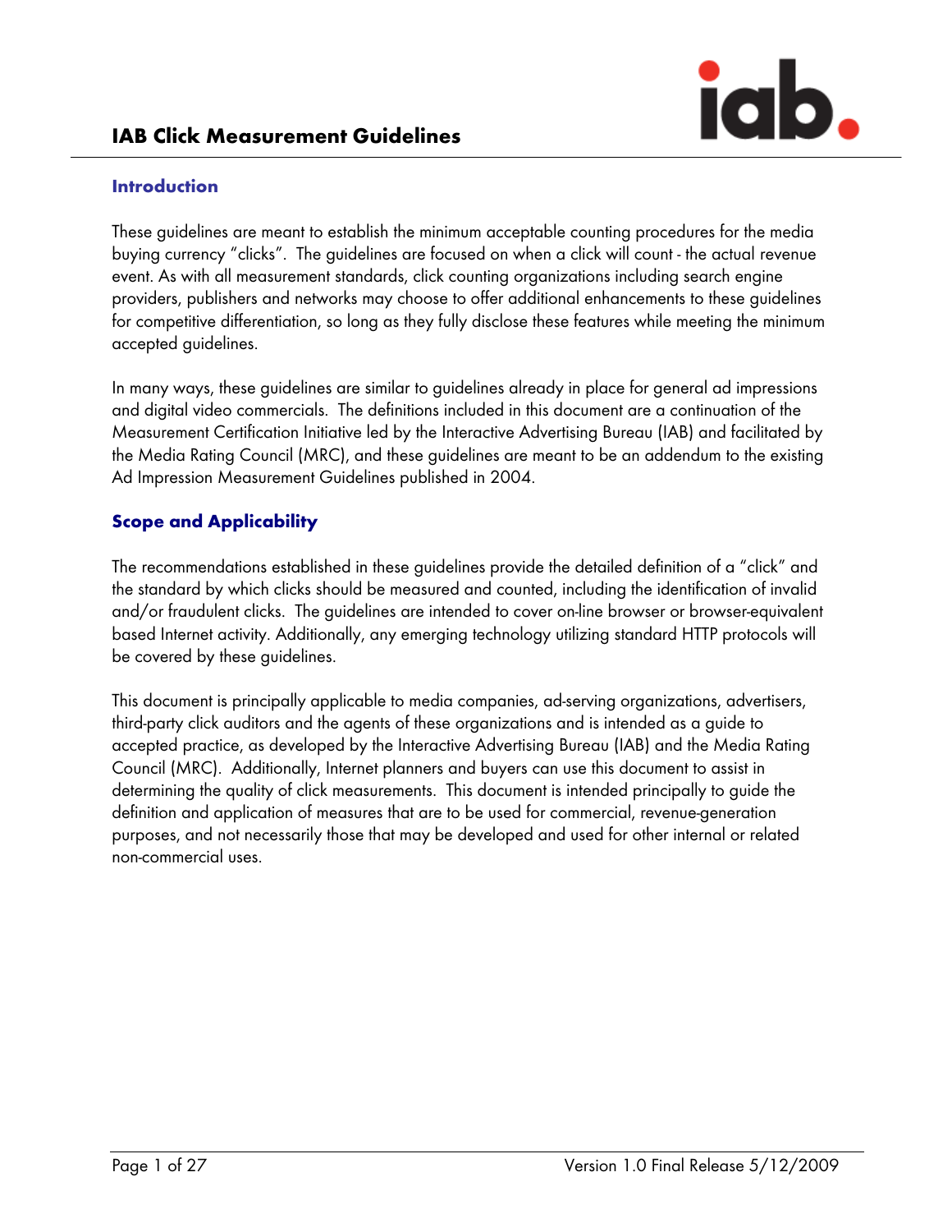# IAB Click Measurement Guidelines

## Introduction

These guidelines are meant to establish the minimum acceptable counting procedures for the media buying currency "clicks". The guidelines are focused on when a click will count - the actual revenue event. As with all measurement standards, click counting organizations including search engine providers, publishers and networks may choose to offer additional enhancements to these guidelines for competitive differentiation, so long as they fully disclose these features while meeting the minimum accepted guidelines.

In many ways, these guidelines are similar to guidelines already in place for general ad impressions and digital video commercials. The definitions included in this document are a continuation of the Measurement Certification Initiative led by the Interactive Advertising Bureau (IAB) and facilitated by the Media Rating Council (MRC), and these guidelines are meant to be an addendum to the existing Ad Impression Measurement Guidelines published in 2004.

## Scope and Applicability

The recommendations established in these guidelines provide the detailed definition of a "click" and the standard by which clicks should be measured and counted, including the identification of invalid and/or fraudulent clicks. The guidelines are intended to cover on-line browser or browser-equivalent based Internet activity. Additionally, any emerging technology utilizing standard HTTP protocols will be covered by these guidelines.

This document is principally applicable to media companies, ad-serving organizations, advertisers, third-party click auditors and the agents of these organizations and is intended as a guide to accepted practice, as developed by the Interactive Advertising Bureau (IAB) and the Media Rating Council (MRC). Additionally, Internet planners and buyers can use this document to assist in determining the quality of click measurements. This document is intended principally to guide the definition and application of measures that are to be used for commercial, revenue-generation purposes, and not necessarily those that may be developed and used for other internal or related non-commercial uses.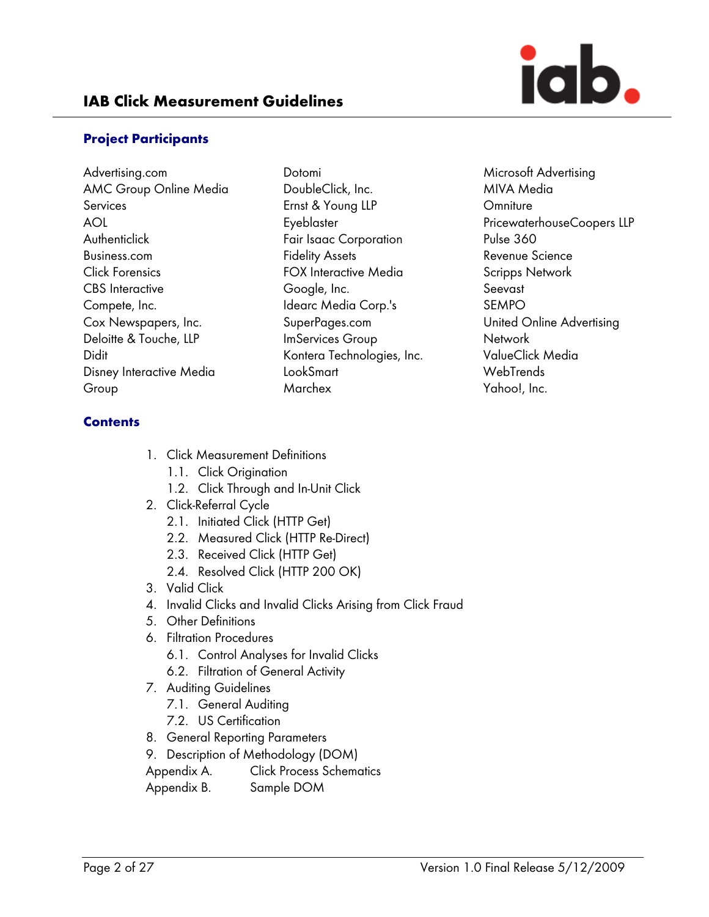## Project Participants

Advertising.com
AMC Group Online Media Services
AOL
Authenticlick
Business.com
Click Forensics
CBS Interactive
Compete, Inc.
Cox Newspapers, Inc.
Deloitte & Touche, LLP
Didit
Disney Interactive Media Group
Dotomi
DoubleClick, Inc.
Ernst & Young LLP
Eyeblaster
Fair Isaac Corporation
Fidelity Assets
FOX Interactive Media
Google, Inc.
Idearc Media Corp.'s SuperPages.com
ImServices Group
Kontera Technologies, Inc.
LookSmart
Marchex
Microsoft Advertising
MIVA Media
Omniture
PricewaterhouseCoopers LLP
Pulse 360
Revenue Science
Scripps Network
Seevast
SEMPO
United Online Advertising Network
ValueClick Media
WebTrends
Yahoo!, Inc.

## Contents

1. Click Measurement Definitions
   - 1.1. Click Origination
   - 1.2. Click Through and In-Unit Click
2. Click-Referral Cycle
   - 2.1. Initiated Click (HTTP Get)
   - 2.2. Measured Click (HTTP Re-Direct)
   - 2.3. Received Click (HTTP Get)
   - 2.4. Resolved Click (HTTP 200 OK)
3. Valid Click
4. Invalid Clicks and Invalid Clicks Arising from Click Fraud
5. Other Definitions
6. Filtration Procedures
   - 6.1. Control Analyses for Invalid Clicks
   - 6.2. Filtration of General Activity
7. Auditing Guidelines
   - 7.1. General Auditing
   - 7.2. US Certification
8. General Reporting Parameters
9. Description of Methodology (DOM)

Appendix A. Click Process Schematics
Appendix B. Sample DOM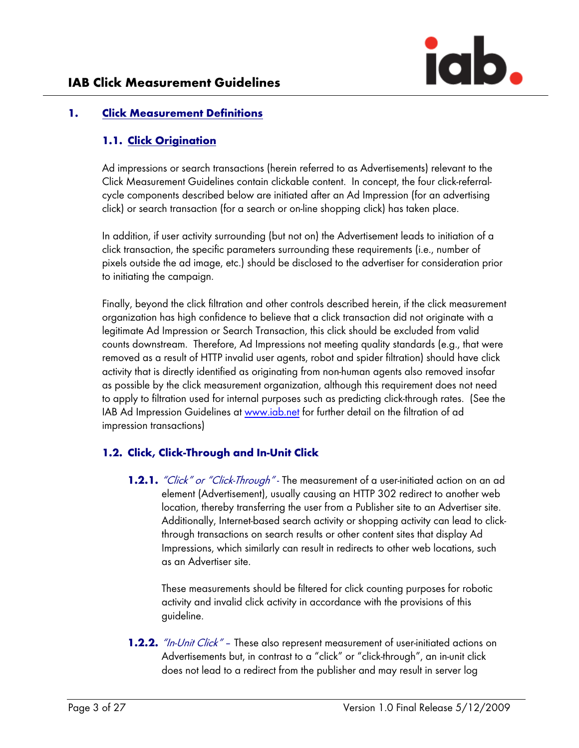## 1. Click Measurement Definitions

### 1.1. Click Origination

Ad impressions or search transactions (herein referred to as Advertisements) relevant to the Click Measurement Guidelines contain clickable content. In concept, the four click-referral-cycle components described below are initiated after an Ad Impression (for an advertising click) or search transaction (for a search or on-line shopping click) has taken place.

In addition, if user activity surrounding (but not on) the Advertisement leads to initiation of a click transaction, the specific parameters surrounding these requirements (i.e., number of pixels outside the ad image, etc.) should be disclosed to the advertiser for consideration prior to initiating the campaign.

Finally, beyond the click filtration and other controls described herein, if the click measurement organization has high confidence to believe that a click transaction did not originate with a legitimate Ad Impression or Search Transaction, this click should be excluded from valid counts downstream. Therefore, Ad Impressions not meeting quality standards (e.g., that were removed as a result of HTTP invalid user agents, robot and spider filtration) should have click activity that is directly identified as originating from non-human agents also removed insofar as possible by the click measurement organization, although this requirement does not need to apply to filtration used for internal purposes such as predicting click-through rates. (See the IAB Ad Impression Guidelines at www.iab.net for further detail on the filtration of ad impression transactions)

### 1.2. Click, Click-Through and In-Unit Click

**1.2.1.** *"Click" or "Click-Through"* - The measurement of a user-initiated action on an ad element (Advertisement), usually causing an HTTP 302 redirect to another web location, thereby transferring the user from a Publisher site to an Advertiser site. Additionally, Internet-based search activity or shopping activity can lead to click-through transactions on search results or other content sites that display Ad Impressions, which similarly can result in redirects to other web locations, such as an Advertiser site.

These measurements should be filtered for click counting purposes for robotic activity and invalid click activity in accordance with the provisions of this guideline.

**1.2.2.** *"In-Unit Click"* – These also represent measurement of user-initiated actions on Advertisements but, in contrast to a "click" or "click-through", an in-unit click does not lead to a redirect from the publisher and may result in server log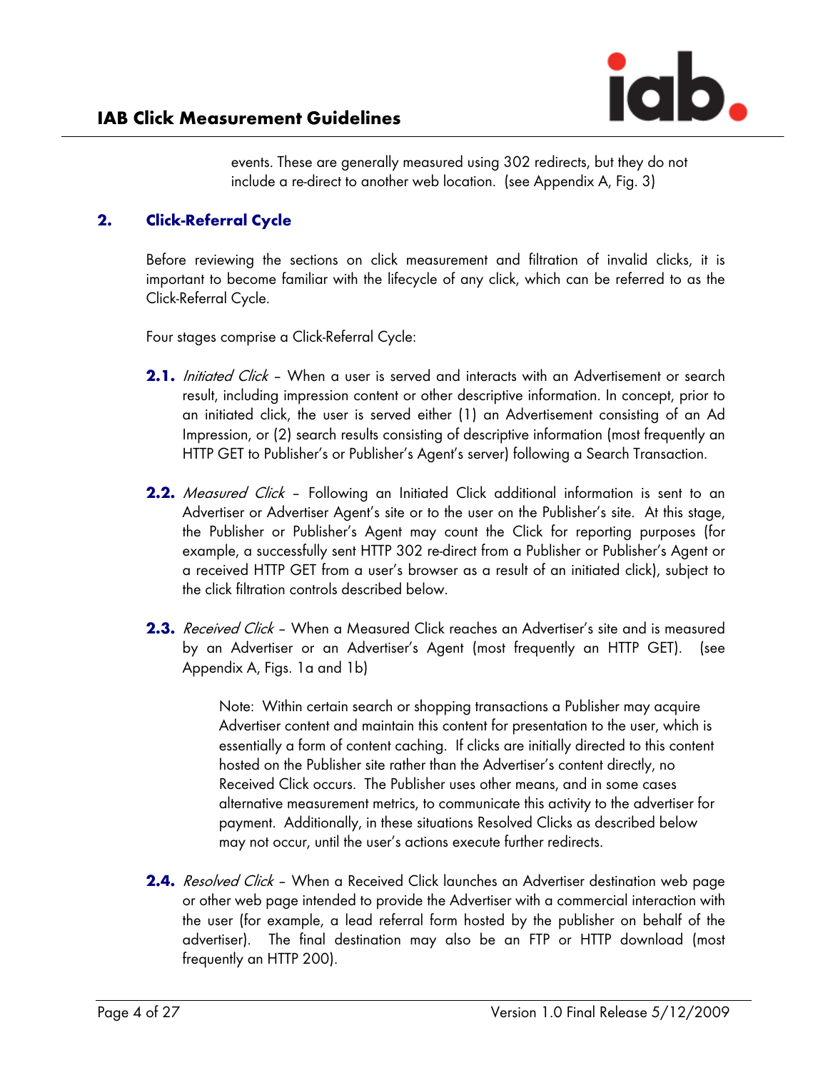events. These are generally measured using 302 redirects, but they do not include a re-direct to another web location. (see Appendix A, Fig. 3)

## 2. Click-Referral Cycle

Before reviewing the sections on click measurement and filtration of invalid clicks, it is important to become familiar with the lifecycle of any click, which can be referred to as the Click-Referral Cycle.

Four stages comprise a Click-Referral Cycle:

**2.1.** *Initiated Click* – When a user is served and interacts with an Advertisement or search result, including impression content or other descriptive information. In concept, prior to an initiated click, the user is served either (1) an Advertisement consisting of an Ad Impression, or (2) search results consisting of descriptive information (most frequently an HTTP GET to Publisher's or Publisher's Agent's server) following a Search Transaction.

**2.2.** *Measured Click* – Following an Initiated Click additional information is sent to an Advertiser or Advertiser Agent's site or to the user on the Publisher's site. At this stage, the Publisher or Publisher's Agent may count the Click for reporting purposes (for example, a successfully sent HTTP 302 re-direct from a Publisher or Publisher's Agent or a received HTTP GET from a user's browser as a result of an initiated click), subject to the click filtration controls described below.

**2.3.** *Received Click* – When a Measured Click reaches an Advertiser's site and is measured by an Advertiser or an Advertiser's Agent (most frequently an HTTP GET). (see Appendix A, Figs. 1a and 1b)

> Note: Within certain search or shopping transactions a Publisher may acquire Advertiser content and maintain this content for presentation to the user, which is essentially a form of content caching. If clicks are initially directed to this content hosted on the Publisher site rather than the Advertiser's content directly, no Received Click occurs. The Publisher uses other means, and in some cases alternative measurement metrics, to communicate this activity to the advertiser for payment. Additionally, in these situations Resolved Clicks as described below may not occur, until the user's actions execute further redirects.

**2.4.** *Resolved Click* – When a Received Click launches an Advertiser destination web page or other web page intended to provide the Advertiser with a commercial interaction with the user (for example, a lead referral form hosted by the publisher on behalf of the advertiser). The final destination may also be an FTP or HTTP download (most frequently an HTTP 200).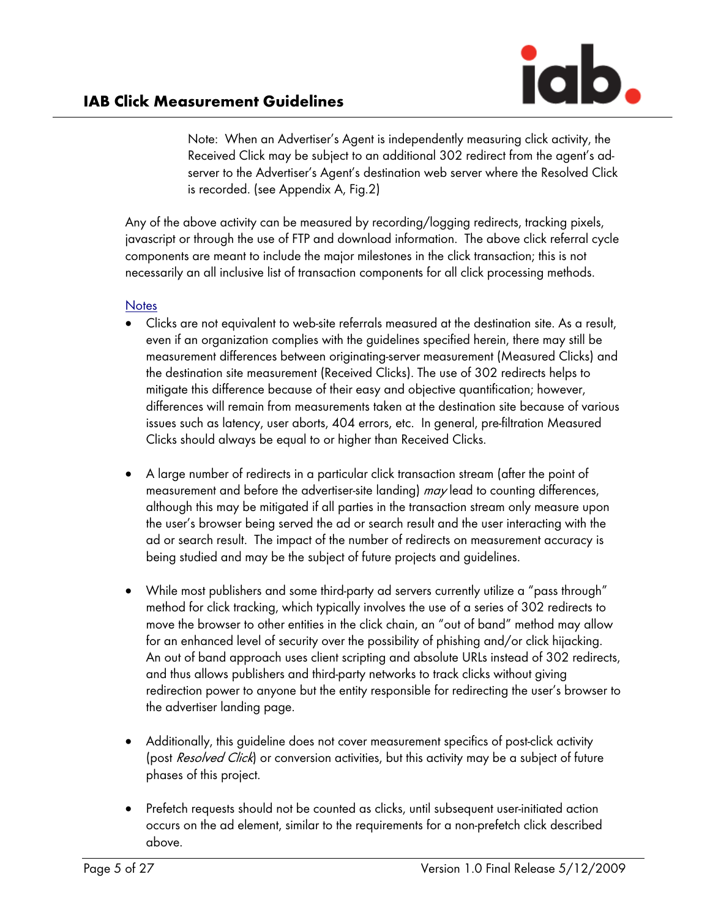Note: When an Advertiser's Agent is independently measuring click activity, the Received Click may be subject to an additional 302 redirect from the agent's ad-server to the Advertiser's Agent's destination web server where the Resolved Click is recorded. (see Appendix A, Fig.2)

Any of the above activity can be measured by recording/logging redirects, tracking pixels, javascript or through the use of FTP and download information. The above click referral cycle components are meant to include the major milestones in the click transaction; this is not necessarily an all inclusive list of transaction components for all click processing methods.

Notes

- Clicks are not equivalent to web-site referrals measured at the destination site. As a result, even if an organization complies with the guidelines specified herein, there may still be measurement differences between originating-server measurement (Measured Clicks) and the destination site measurement (Received Clicks). The use of 302 redirects helps to mitigate this difference because of their easy and objective quantification; however, differences will remain from measurements taken at the destination site because of various issues such as latency, user aborts, 404 errors, etc. In general, pre-filtration Measured Clicks should always be equal to or higher than Received Clicks.

- A large number of redirects in a particular click transaction stream (after the point of measurement and before the advertiser-site landing) *may* lead to counting differences, although this may be mitigated if all parties in the transaction stream only measure upon the user's browser being served the ad or search result and the user interacting with the ad or search result. The impact of the number of redirects on measurement accuracy is being studied and may be the subject of future projects and guidelines.

- While most publishers and some third-party ad servers currently utilize a "pass through" method for click tracking, which typically involves the use of a series of 302 redirects to move the browser to other entities in the click chain, an "out of band" method may allow for an enhanced level of security over the possibility of phishing and/or click hijacking. An out of band approach uses client scripting and absolute URLs instead of 302 redirects, and thus allows publishers and third-party networks to track clicks without giving redirection power to anyone but the entity responsible for redirecting the user's browser to the advertiser landing page.

- Additionally, this guideline does not cover measurement specifics of post-click activity (post *Resolved Click*) or conversion activities, but this activity may be a subject of future phases of this project.

- Prefetch requests should not be counted as clicks, until subsequent user-initiated action occurs on the ad element, similar to the requirements for a non-prefetch click described above.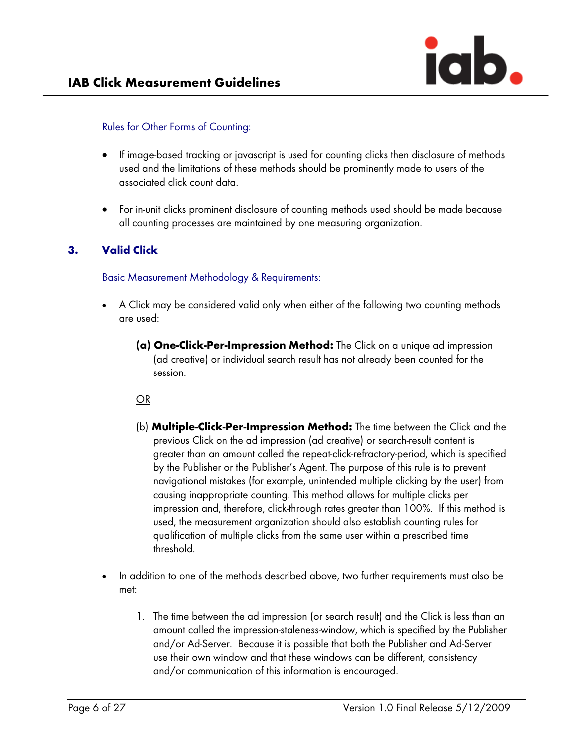Rules for Other Forms of Counting:

- If image-based tracking or javascript is used for counting clicks then disclosure of methods used and the limitations of these methods should be prominently made to users of the associated click count data.

- For in-unit clicks prominent disclosure of counting methods used should be made because all counting processes are maintained by one measuring organization.

## 3. Valid Click

Basic Measurement Methodology & Requirements:

- A Click may be considered valid only when either of the following two counting methods are used:

  **(a) One-Click-Per-Impression Method:** The Click on a unique ad impression (ad creative) or individual search result has not already been counted for the session.

  OR

  (b) **Multiple-Click-Per-Impression Method:** The time between the Click and the previous Click on the ad impression (ad creative) or search-result content is greater than an amount called the repeat-click-refractory-period, which is specified by the Publisher or the Publisher's Agent. The purpose of this rule is to prevent navigational mistakes (for example, unintended multiple clicking by the user) from causing inappropriate counting. This method allows for multiple clicks per impression and, therefore, click-through rates greater than 100%. If this method is used, the measurement organization should also establish counting rules for qualification of multiple clicks from the same user within a prescribed time threshold.

- In addition to one of the methods described above, two further requirements must also be met:

  1. The time between the ad impression (or search result) and the Click is less than an amount called the impression-staleness-window, which is specified by the Publisher and/or Ad-Server. Because it is possible that both the Publisher and Ad-Server use their own window and that these windows can be different, consistency and/or communication of this information is encouraged.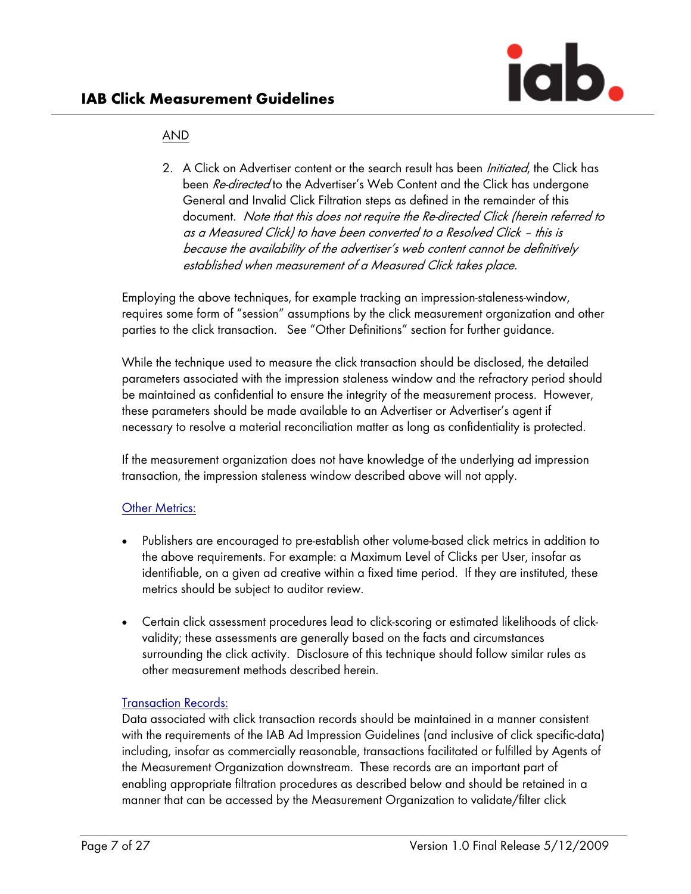AND

2. A Click on Advertiser content or the search result has been *Initiated*, the Click has been *Re-directed* to the Advertiser's Web Content and the Click has undergone General and Invalid Click Filtration steps as defined in the remainder of this document. *Note that this does not require the Re-directed Click (herein referred to as a Measured Click) to have been converted to a Resolved Click – this is because the availability of the advertiser's web content cannot be definitively established when measurement of a Measured Click takes place.*

Employing the above techniques, for example tracking an impression-staleness-window, requires some form of "session" assumptions by the click measurement organization and other parties to the click transaction. See "Other Definitions" section for further guidance.

While the technique used to measure the click transaction should be disclosed, the detailed parameters associated with the impression staleness window and the refractory period should be maintained as confidential to ensure the integrity of the measurement process. However, these parameters should be made available to an Advertiser or Advertiser's agent if necessary to resolve a material reconciliation matter as long as confidentiality is protected.

If the measurement organization does not have knowledge of the underlying ad impression transaction, the impression staleness window described above will not apply.

Other Metrics:

- Publishers are encouraged to pre-establish other volume-based click metrics in addition to the above requirements. For example: a Maximum Level of Clicks per User, insofar as identifiable, on a given ad creative within a fixed time period. If they are instituted, these metrics should be subject to auditor review.

- Certain click assessment procedures lead to click-scoring or estimated likelihoods of click-validity; these assessments are generally based on the facts and circumstances surrounding the click activity. Disclosure of this technique should follow similar rules as other measurement methods described herein.

Transaction Records:

Data associated with click transaction records should be maintained in a manner consistent with the requirements of the IAB Ad Impression Guidelines (and inclusive of click specific-data) including, insofar as commercially reasonable, transactions facilitated or fulfilled by Agents of the Measurement Organization downstream. These records are an important part of enabling appropriate filtration procedures as described below and should be retained in a manner that can be accessed by the Measurement Organization to validate/filter click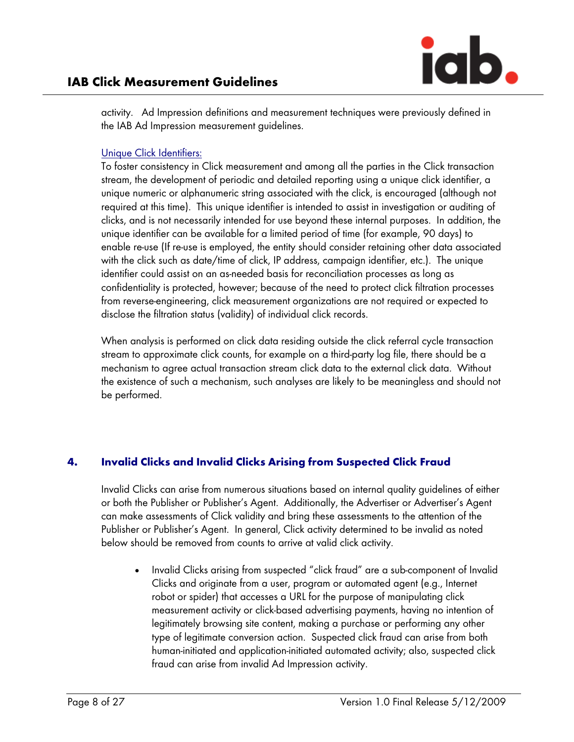activity. Ad Impression definitions and measurement techniques were previously defined in the IAB Ad Impression measurement guidelines.

Unique Click Identifiers:

To foster consistency in Click measurement and among all the parties in the Click transaction stream, the development of periodic and detailed reporting using a unique click identifier, a unique numeric or alphanumeric string associated with the click, is encouraged (although not required at this time). This unique identifier is intended to assist in investigation or auditing of clicks, and is not necessarily intended for use beyond these internal purposes. In addition, the unique identifier can be available for a limited period of time (for example, 90 days) to enable re-use (If re-use is employed, the entity should consider retaining other data associated with the click such as date/time of click, IP address, campaign identifier, etc.). The unique identifier could assist on an as-needed basis for reconciliation processes as long as confidentiality is protected, however; because of the need to protect click filtration processes from reverse-engineering, click measurement organizations are not required or expected to disclose the filtration status (validity) of individual click records.

When analysis is performed on click data residing outside the click referral cycle transaction stream to approximate click counts, for example on a third-party log file, there should be a mechanism to agree actual transaction stream click data to the external click data. Without the existence of such a mechanism, such analyses are likely to be meaningless and should not be performed.

## 4. Invalid Clicks and Invalid Clicks Arising from Suspected Click Fraud

Invalid Clicks can arise from numerous situations based on internal quality guidelines of either or both the Publisher or Publisher's Agent. Additionally, the Advertiser or Advertiser's Agent can make assessments of Click validity and bring these assessments to the attention of the Publisher or Publisher's Agent. In general, Click activity determined to be invalid as noted below should be removed from counts to arrive at valid click activity.

- Invalid Clicks arising from suspected "click fraud" are a sub-component of Invalid Clicks and originate from a user, program or automated agent (e.g., Internet robot or spider) that accesses a URL for the purpose of manipulating click measurement activity or click-based advertising payments, having no intention of legitimately browsing site content, making a purchase or performing any other type of legitimate conversion action. Suspected click fraud can arise from both human-initiated and application-initiated automated activity; also, suspected click fraud can arise from invalid Ad Impression activity.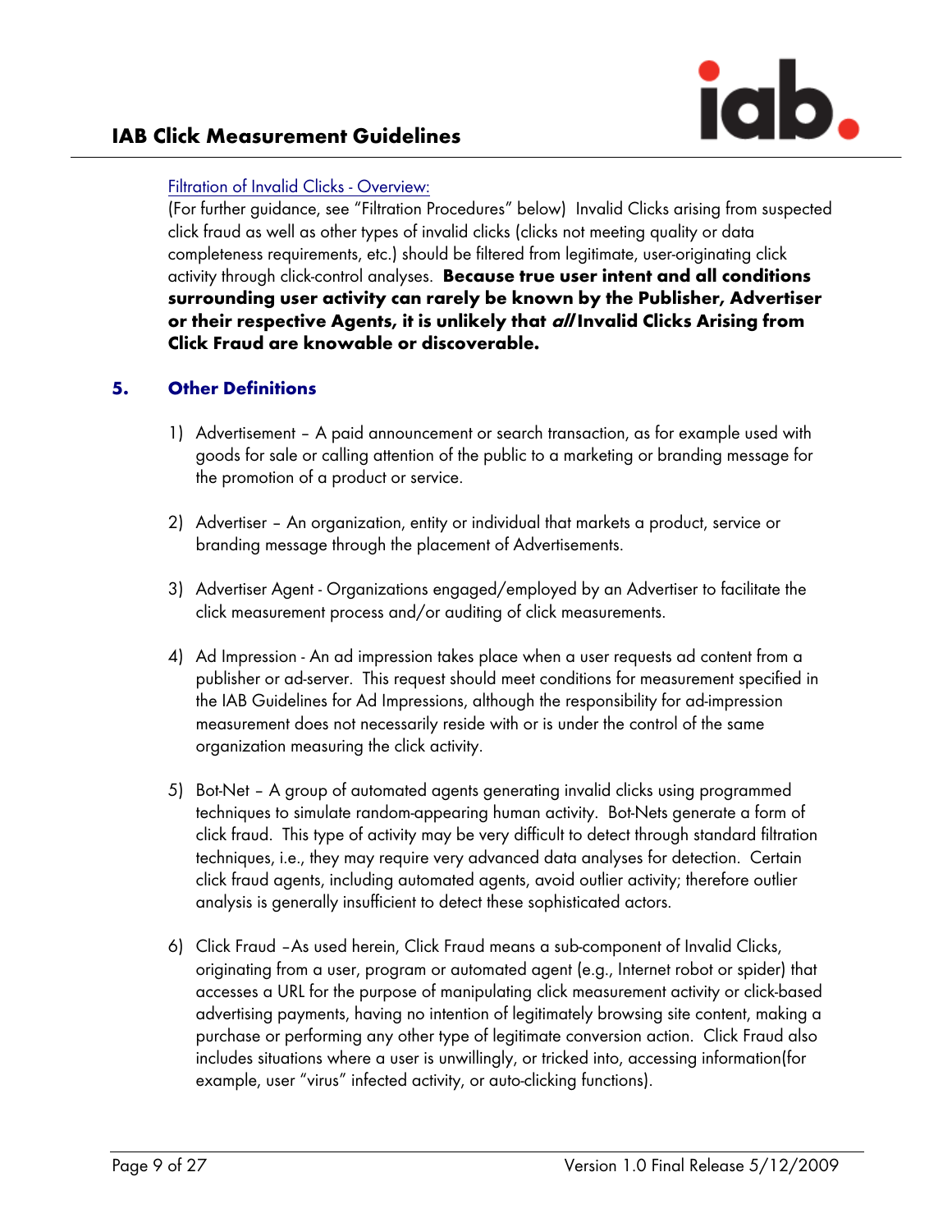Filtration of Invalid Clicks - Overview:

(For further guidance, see "Filtration Procedures" below) Invalid Clicks arising from suspected click fraud as well as other types of invalid clicks (clicks not meeting quality or data completeness requirements, etc.) should be filtered from legitimate, user-originating click activity through click-control analyses. **Because true user intent and all conditions surrounding user activity can rarely be known by the Publisher, Advertiser or their respective Agents, it is unlikely that *all* Invalid Clicks Arising from Click Fraud are knowable or discoverable.**

## 5. Other Definitions

1) Advertisement – A paid announcement or search transaction, as for example used with goods for sale or calling attention of the public to a marketing or branding message for the promotion of a product or service.

2) Advertiser – An organization, entity or individual that markets a product, service or branding message through the placement of Advertisements.

3) Advertiser Agent - Organizations engaged/employed by an Advertiser to facilitate the click measurement process and/or auditing of click measurements.

4) Ad Impression - An ad impression takes place when a user requests ad content from a publisher or ad-server. This request should meet conditions for measurement specified in the IAB Guidelines for Ad Impressions, although the responsibility for ad-impression measurement does not necessarily reside with or is under the control of the same organization measuring the click activity.

5) Bot-Net – A group of automated agents generating invalid clicks using programmed techniques to simulate random-appearing human activity. Bot-Nets generate a form of click fraud. This type of activity may be very difficult to detect through standard filtration techniques, i.e., they may require very advanced data analyses for detection. Certain click fraud agents, including automated agents, avoid outlier activity; therefore outlier analysis is generally insufficient to detect these sophisticated actors.

6) Click Fraud –As used herein, Click Fraud means a sub-component of Invalid Clicks, originating from a user, program or automated agent (e.g., Internet robot or spider) that accesses a URL for the purpose of manipulating click measurement activity or click-based advertising payments, having no intention of legitimately browsing site content, making a purchase or performing any other type of legitimate conversion action. Click Fraud also includes situations where a user is unwillingly, or tricked into, accessing information(for example, user "virus" infected activity, or auto-clicking functions).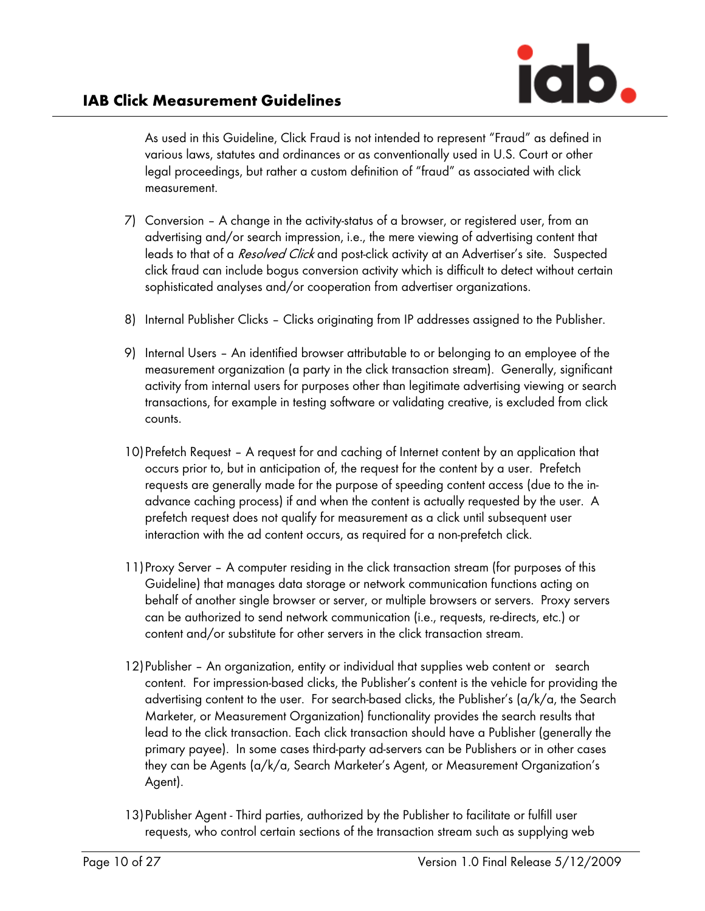As used in this Guideline, Click Fraud is not intended to represent "Fraud" as defined in various laws, statutes and ordinances or as conventionally used in U.S. Court or other legal proceedings, but rather a custom definition of "fraud" as associated with click measurement.

7) Conversion – A change in the activity-status of a browser, or registered user, from an advertising and/or search impression, i.e., the mere viewing of advertising content that leads to that of a *Resolved Click* and post-click activity at an Advertiser's site. Suspected click fraud can include bogus conversion activity which is difficult to detect without certain sophisticated analyses and/or cooperation from advertiser organizations.

8) Internal Publisher Clicks – Clicks originating from IP addresses assigned to the Publisher.

9) Internal Users – An identified browser attributable to or belonging to an employee of the measurement organization (a party in the click transaction stream). Generally, significant activity from internal users for purposes other than legitimate advertising viewing or search transactions, for example in testing software or validating creative, is excluded from click counts.

10) Prefetch Request – A request for and caching of Internet content by an application that occurs prior to, but in anticipation of, the request for the content by a user. Prefetch requests are generally made for the purpose of speeding content access (due to the in-advance caching process) if and when the content is actually requested by the user. A prefetch request does not qualify for measurement as a click until subsequent user interaction with the ad content occurs, as required for a non-prefetch click.

11) Proxy Server – A computer residing in the click transaction stream (for purposes of this Guideline) that manages data storage or network communication functions acting on behalf of another single browser or server, or multiple browsers or servers. Proxy servers can be authorized to send network communication (i.e., requests, re-directs, etc.) or content and/or substitute for other servers in the click transaction stream.

12) Publisher – An organization, entity or individual that supplies web content or search content. For impression-based clicks, the Publisher's content is the vehicle for providing the advertising content to the user. For search-based clicks, the Publisher's (a/k/a, the Search Marketer, or Measurement Organization) functionality provides the search results that lead to the click transaction. Each click transaction should have a Publisher (generally the primary payee). In some cases third-party ad-servers can be Publishers or in other cases they can be Agents (a/k/a, Search Marketer's Agent, or Measurement Organization's Agent).

13) Publisher Agent - Third parties, authorized by the Publisher to facilitate or fulfill user requests, who control certain sections of the transaction stream such as supplying web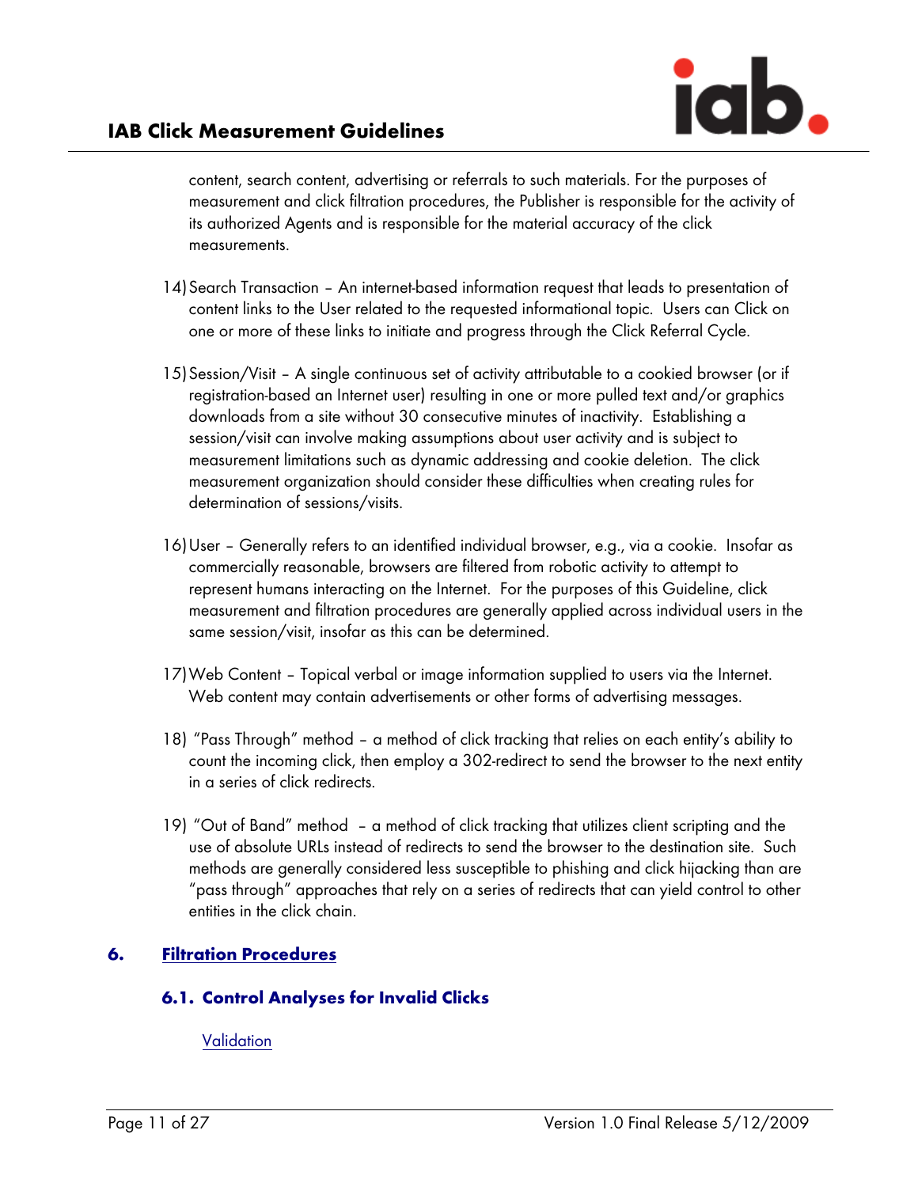content, search content, advertising or referrals to such materials. For the purposes of measurement and click filtration procedures, the Publisher is responsible for the activity of its authorized Agents and is responsible for the material accuracy of the click measurements.

14) Search Transaction – An internet-based information request that leads to presentation of content links to the User related to the requested informational topic. Users can Click on one or more of these links to initiate and progress through the Click Referral Cycle.

15) Session/Visit – A single continuous set of activity attributable to a cookied browser (or if registration-based an Internet user) resulting in one or more pulled text and/or graphics downloads from a site without 30 consecutive minutes of inactivity. Establishing a session/visit can involve making assumptions about user activity and is subject to measurement limitations such as dynamic addressing and cookie deletion. The click measurement organization should consider these difficulties when creating rules for determination of sessions/visits.

16) User – Generally refers to an identified individual browser, e.g., via a cookie. Insofar as commercially reasonable, browsers are filtered from robotic activity to attempt to represent humans interacting on the Internet. For the purposes of this Guideline, click measurement and filtration procedures are generally applied across individual users in the same session/visit, insofar as this can be determined.

17) Web Content – Topical verbal or image information supplied to users via the Internet. Web content may contain advertisements or other forms of advertising messages.

18) "Pass Through" method – a method of click tracking that relies on each entity's ability to count the incoming click, then employ a 302-redirect to send the browser to the next entity in a series of click redirects.

19) "Out of Band" method – a method of click tracking that utilizes client scripting and the use of absolute URLs instead of redirects to send the browser to the destination site. Such methods are generally considered less susceptible to phishing and click hijacking than are "pass through" approaches that rely on a series of redirects that can yield control to other entities in the click chain.

# 6. Filtration Procedures

## 6.1. Control Analyses for Invalid Clicks

Validation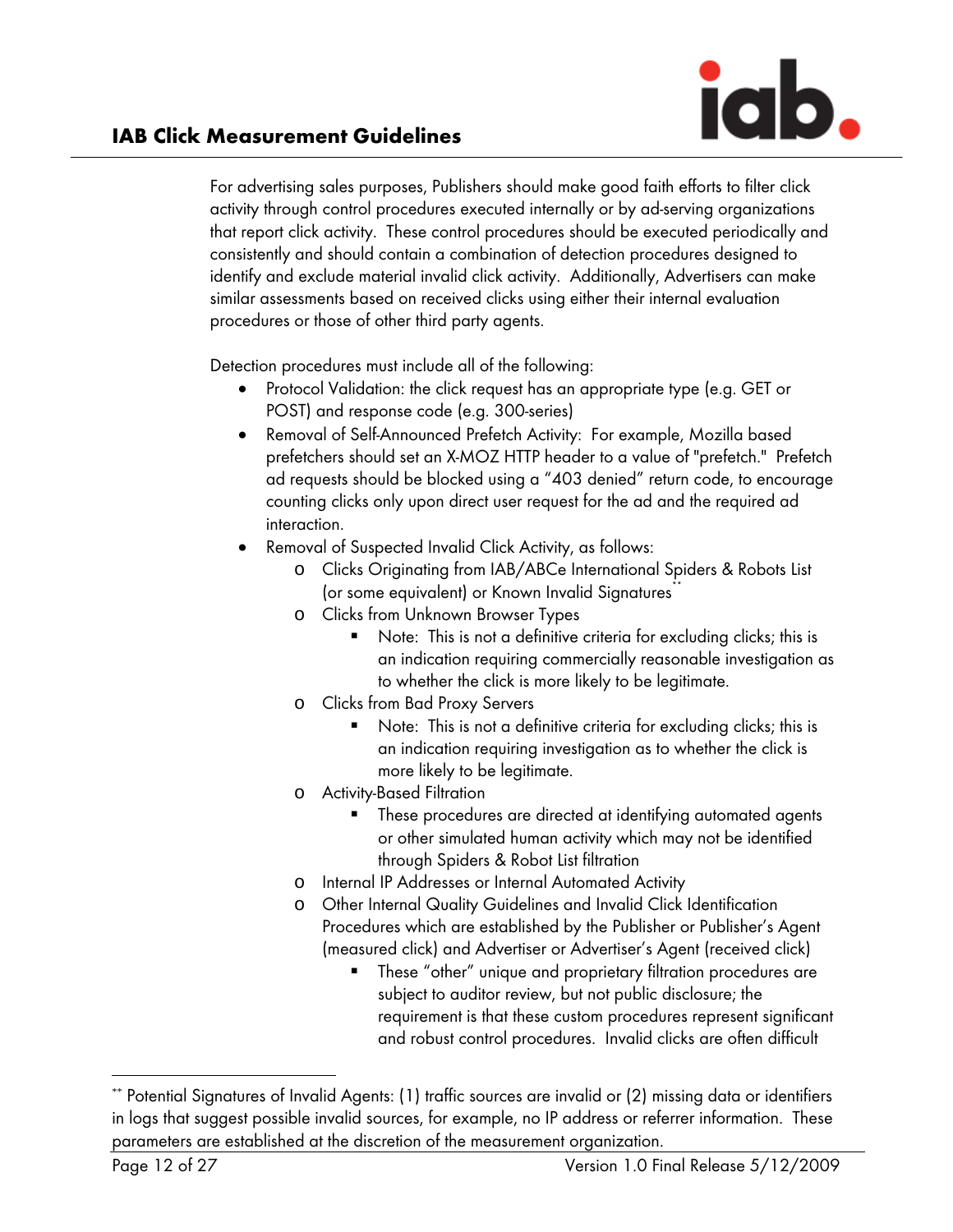For advertising sales purposes, Publishers should make good faith efforts to filter click activity through control procedures executed internally or by ad-serving organizations that report click activity. These control procedures should be executed periodically and consistently and should contain a combination of detection procedures designed to identify and exclude material invalid click activity. Additionally, Advertisers can make similar assessments based on received clicks using either their internal evaluation procedures or those of other third party agents.

Detection procedures must include all of the following:

- Protocol Validation: the click request has an appropriate type (e.g. GET or POST) and response code (e.g. 300-series)
- Removal of Self-Announced Prefetch Activity: For example, Mozilla based prefetchers should set an X-MOZ HTTP header to a value of "prefetch." Prefetch ad requests should be blocked using a "403 denied" return code, to encourage counting clicks only upon direct user request for the ad and the required ad interaction.
- Removal of Suspected Invalid Click Activity, as follows:
  - Clicks Originating from IAB/ABCe International Spiders & Robots List (or some equivalent) or Known Invalid Signatures**
  - Clicks from Unknown Browser Types
    - Note: This is not a definitive criteria for excluding clicks; this is an indication requiring commercially reasonable investigation as to whether the click is more likely to be legitimate.
  - Clicks from Bad Proxy Servers
    - Note: This is not a definitive criteria for excluding clicks; this is an indication requiring investigation as to whether the click is more likely to be legitimate.
  - Activity-Based Filtration
    - These procedures are directed at identifying automated agents or other simulated human activity which may not be identified through Spiders & Robot List filtration
  - Internal IP Addresses or Internal Automated Activity
  - Other Internal Quality Guidelines and Invalid Click Identification Procedures which are established by the Publisher or Publisher's Agent (measured click) and Advertiser or Advertiser's Agent (received click)
    - These "other" unique and proprietary filtration procedures are subject to auditor review, but not public disclosure; the requirement is that these custom procedures represent significant and robust control procedures. Invalid clicks are often difficult

---

** Potential Signatures of Invalid Agents: (1) traffic sources are invalid or (2) missing data or identifiers in logs that suggest possible invalid sources, for example, no IP address or referrer information. These parameters are established at the discretion of the measurement organization.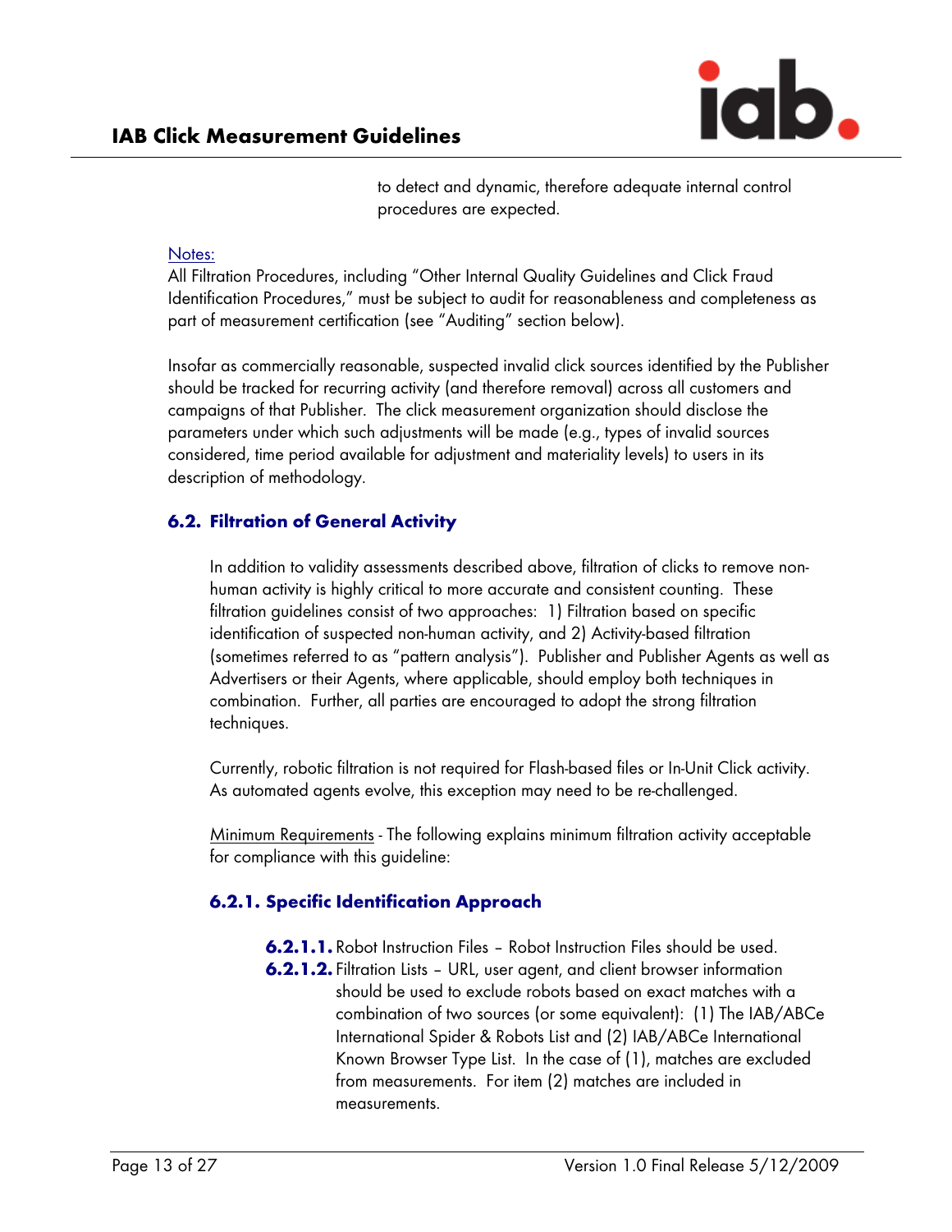to detect and dynamic, therefore adequate internal control procedures are expected.

Notes:

All Filtration Procedures, including "Other Internal Quality Guidelines and Click Fraud Identification Procedures," must be subject to audit for reasonableness and completeness as part of measurement certification (see "Auditing" section below).

Insofar as commercially reasonable, suspected invalid click sources identified by the Publisher should be tracked for recurring activity (and therefore removal) across all customers and campaigns of that Publisher. The click measurement organization should disclose the parameters under which such adjustments will be made (e.g., types of invalid sources considered, time period available for adjustment and materiality levels) to users in its description of methodology.

## 6.2. Filtration of General Activity

In addition to validity assessments described above, filtration of clicks to remove non-human activity is highly critical to more accurate and consistent counting. These filtration guidelines consist of two approaches: 1) Filtration based on specific identification of suspected non-human activity, and 2) Activity-based filtration (sometimes referred to as "pattern analysis"). Publisher and Publisher Agents as well as Advertisers or their Agents, where applicable, should employ both techniques in combination. Further, all parties are encouraged to adopt the strong filtration techniques.

Currently, robotic filtration is not required for Flash-based files or In-Unit Click activity. As automated agents evolve, this exception may need to be re-challenged.

Minimum Requirements - The following explains minimum filtration activity acceptable for compliance with this guideline:

### 6.2.1. Specific Identification Approach

**6.2.1.1.** Robot Instruction Files – Robot Instruction Files should be used.

**6.2.1.2.** Filtration Lists – URL, user agent, and client browser information should be used to exclude robots based on exact matches with a combination of two sources (or some equivalent): (1) The IAB/ABCe International Spider & Robots List and (2) IAB/ABCe International Known Browser Type List. In the case of (1), matches are excluded from measurements. For item (2) matches are included in measurements.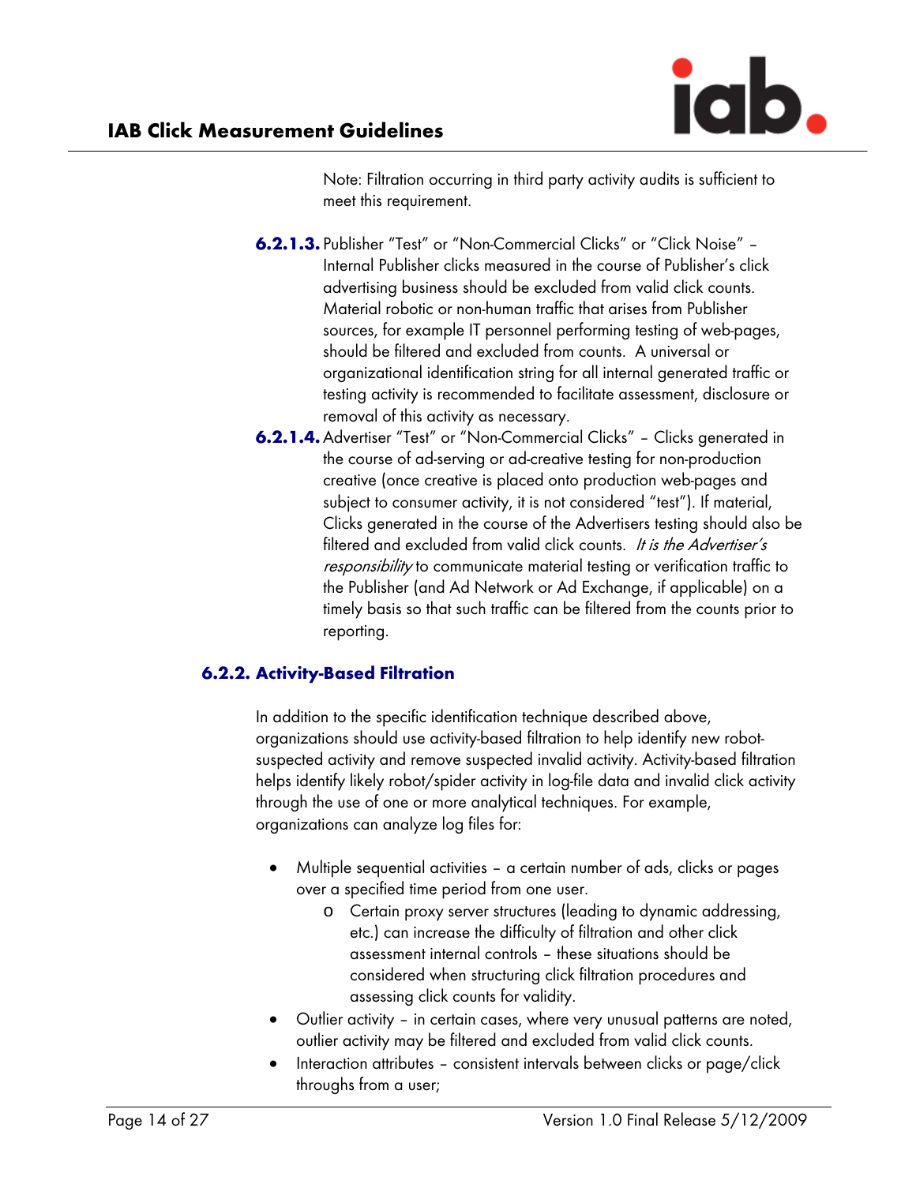Note: Filtration occurring in third party activity audits is sufficient to meet this requirement.

**6.2.1.3.** Publisher "Test" or "Non-Commercial Clicks" or "Click Noise" – Internal Publisher clicks measured in the course of Publisher's click advertising business should be excluded from valid click counts. Material robotic or non-human traffic that arises from Publisher sources, for example IT personnel performing testing of web-pages, should be filtered and excluded from counts. A universal or organizational identification string for all internal generated traffic or testing activity is recommended to facilitate assessment, disclosure or removal of this activity as necessary.

**6.2.1.4.** Advertiser "Test" or "Non-Commercial Clicks" – Clicks generated in the course of ad-serving or ad-creative testing for non-production creative (once creative is placed onto production web-pages and subject to consumer activity, it is not considered "test"). If material, Clicks generated in the course of the Advertisers testing should also be filtered and excluded from valid click counts. *It is the Advertiser's responsibility* to communicate material testing or verification traffic to the Publisher (and Ad Network or Ad Exchange, if applicable) on a timely basis so that such traffic can be filtered from the counts prior to reporting.

### 6.2.2. Activity-Based Filtration

In addition to the specific identification technique described above, organizations should use activity-based filtration to help identify new robot-suspected activity and remove suspected invalid activity. Activity-based filtration helps identify likely robot/spider activity in log-file data and invalid click activity through the use of one or more analytical techniques. For example, organizations can analyze log files for:

- Multiple sequential activities – a certain number of ads, clicks or pages over a specified time period from one user.
  - Certain proxy server structures (leading to dynamic addressing, etc.) can increase the difficulty of filtration and other click assessment internal controls – these situations should be considered when structuring click filtration procedures and assessing click counts for validity.
- Outlier activity – in certain cases, where very unusual patterns are noted, outlier activity may be filtered and excluded from valid click counts.
- Interaction attributes – consistent intervals between clicks or page/click throughs from a user;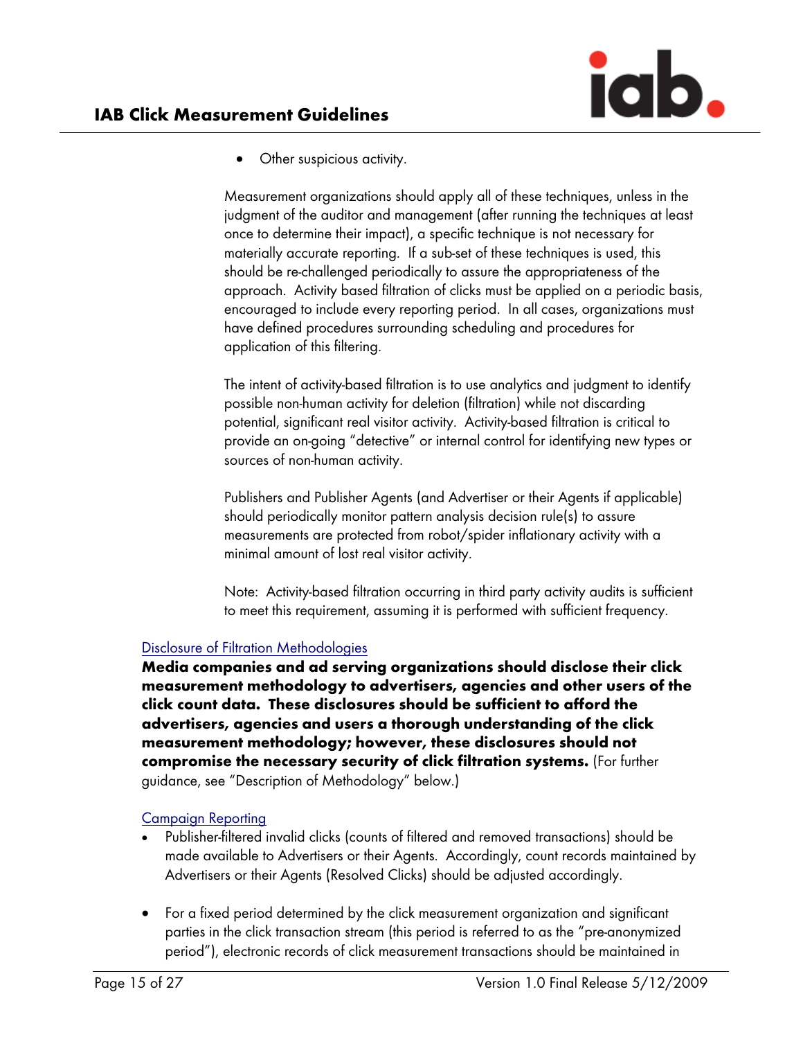- Other suspicious activity.

Measurement organizations should apply all of these techniques, unless in the judgment of the auditor and management (after running the techniques at least once to determine their impact), a specific technique is not necessary for materially accurate reporting. If a sub-set of these techniques is used, this should be re-challenged periodically to assure the appropriateness of the approach. Activity based filtration of clicks must be applied on a periodic basis, encouraged to include every reporting period. In all cases, organizations must have defined procedures surrounding scheduling and procedures for application of this filtering.

The intent of activity-based filtration is to use analytics and judgment to identify possible non-human activity for deletion (filtration) while not discarding potential, significant real visitor activity. Activity-based filtration is critical to provide an on-going "detective" or internal control for identifying new types or sources of non-human activity.

Publishers and Publisher Agents (and Advertiser or their Agents if applicable) should periodically monitor pattern analysis decision rule(s) to assure measurements are protected from robot/spider inflationary activity with a minimal amount of lost real visitor activity.

Note: Activity-based filtration occurring in third party activity audits is sufficient to meet this requirement, assuming it is performed with sufficient frequency.

Disclosure of Filtration Methodologies

**Media companies and ad serving organizations should disclose their click measurement methodology to advertisers, agencies and other users of the click count data. These disclosures should be sufficient to afford the advertisers, agencies and users a thorough understanding of the click measurement methodology; however, these disclosures should not compromise the necessary security of click filtration systems.** (For further guidance, see "Description of Methodology" below.)

Campaign Reporting

- Publisher-filtered invalid clicks (counts of filtered and removed transactions) should be made available to Advertisers or their Agents. Accordingly, count records maintained by Advertisers or their Agents (Resolved Clicks) should be adjusted accordingly.

- For a fixed period determined by the click measurement organization and significant parties in the click transaction stream (this period is referred to as the "pre-anonymized period"), electronic records of click measurement transactions should be maintained in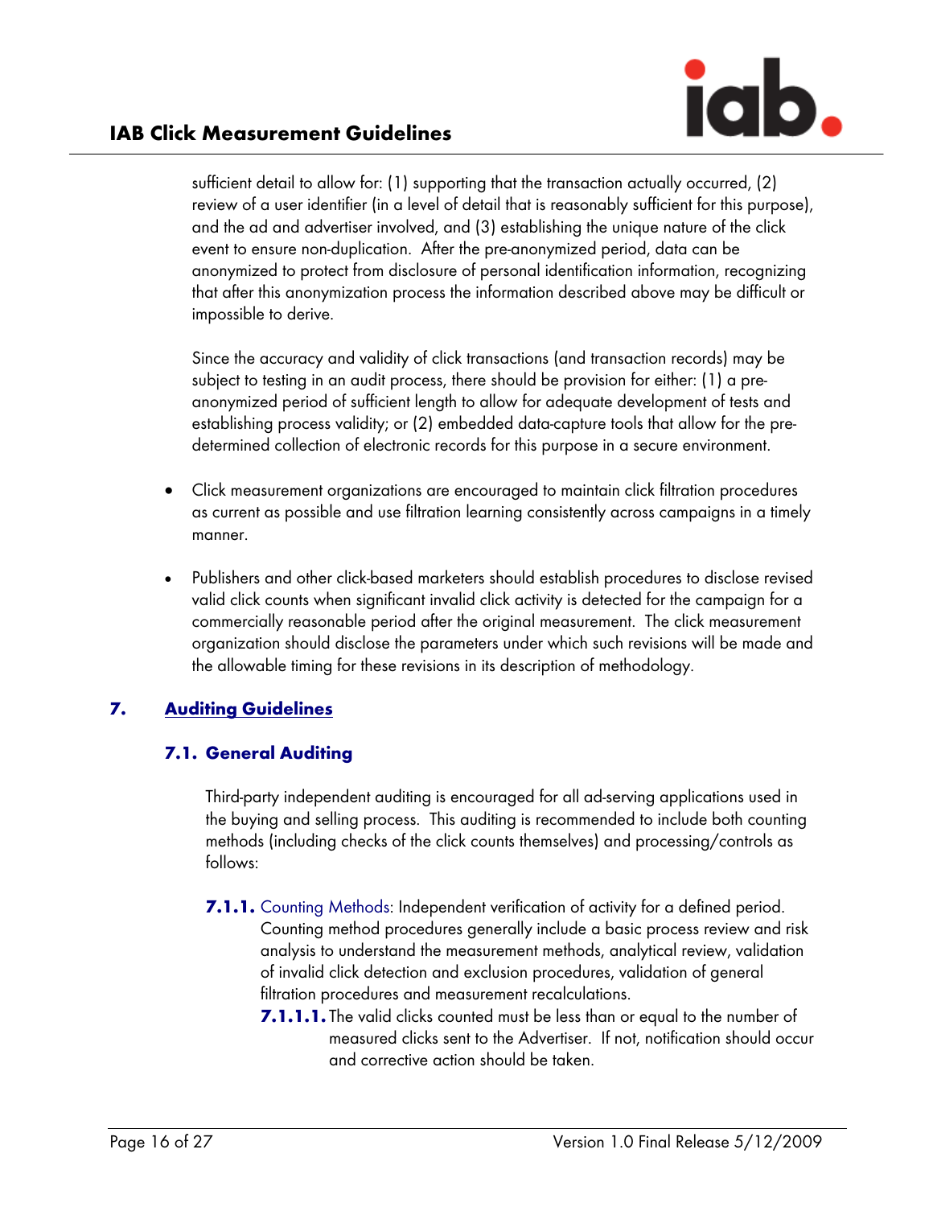sufficient detail to allow for: (1) supporting that the transaction actually occurred, (2) review of a user identifier (in a level of detail that is reasonably sufficient for this purpose), and the ad and advertiser involved, and (3) establishing the unique nature of the click event to ensure non-duplication. After the pre-anonymized period, data can be anonymized to protect from disclosure of personal identification information, recognizing that after this anonymization process the information described above may be difficult or impossible to derive.

Since the accuracy and validity of click transactions (and transaction records) may be subject to testing in an audit process, there should be provision for either: (1) a pre-anonymized period of sufficient length to allow for adequate development of tests and establishing process validity; or (2) embedded data-capture tools that allow for the pre-determined collection of electronic records for this purpose in a secure environment.

- Click measurement organizations are encouraged to maintain click filtration procedures as current as possible and use filtration learning consistently across campaigns in a timely manner.

- Publishers and other click-based marketers should establish procedures to disclose revised valid click counts when significant invalid click activity is detected for the campaign for a commercially reasonable period after the original measurement. The click measurement organization should disclose the parameters under which such revisions will be made and the allowable timing for these revisions in its description of methodology.

## 7. Auditing Guidelines

### 7.1. General Auditing

Third-party independent auditing is encouraged for all ad-serving applications used in the buying and selling process. This auditing is recommended to include both counting methods (including checks of the click counts themselves) and processing/controls as follows:

**7.1.1.** Counting Methods: Independent verification of activity for a defined period. Counting method procedures generally include a basic process review and risk analysis to understand the measurement methods, analytical review, validation of invalid click detection and exclusion procedures, validation of general filtration procedures and measurement recalculations.

**7.1.1.1.** The valid clicks counted must be less than or equal to the number of measured clicks sent to the Advertiser. If not, notification should occur and corrective action should be taken.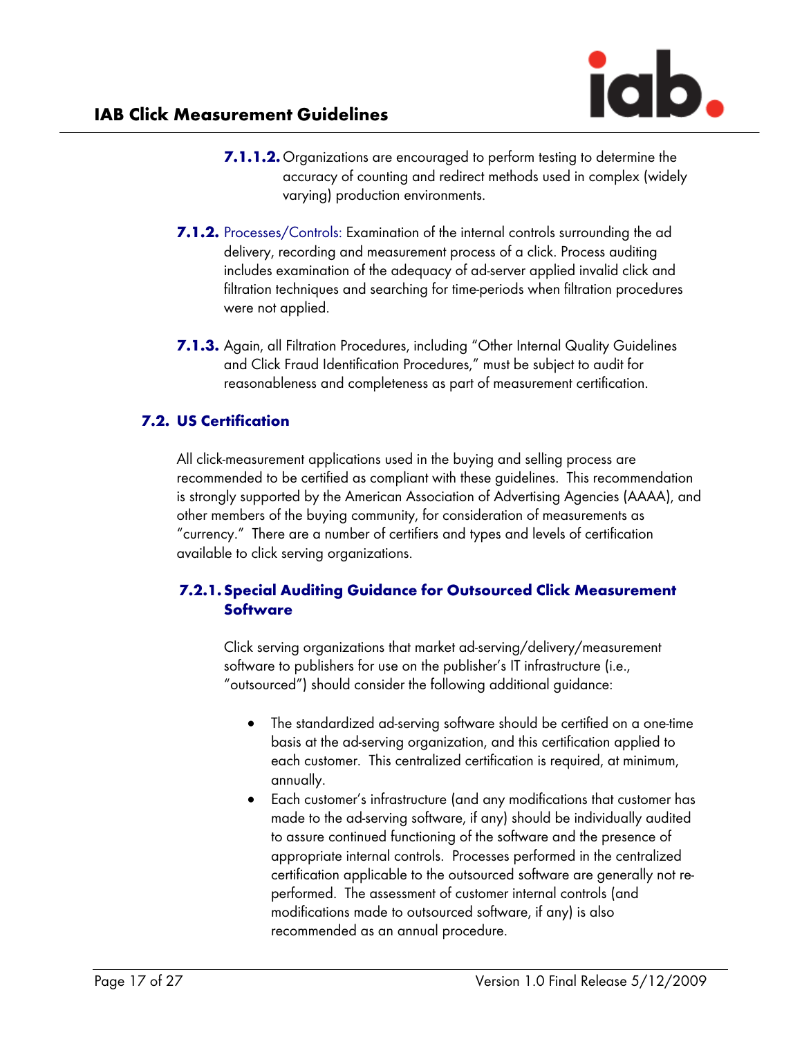**7.1.1.2.** Organizations are encouraged to perform testing to determine the accuracy of counting and redirect methods used in complex (widely varying) production environments.

**7.1.2.** Processes/Controls: Examination of the internal controls surrounding the ad delivery, recording and measurement process of a click. Process auditing includes examination of the adequacy of ad-server applied invalid click and filtration techniques and searching for time-periods when filtration procedures were not applied.

**7.1.3.** Again, all Filtration Procedures, including "Other Internal Quality Guidelines and Click Fraud Identification Procedures," must be subject to audit for reasonableness and completeness as part of measurement certification.

## 7.2. US Certification

All click-measurement applications used in the buying and selling process are recommended to be certified as compliant with these guidelines. This recommendation is strongly supported by the American Association of Advertising Agencies (AAAA), and other members of the buying community, for consideration of measurements as "currency." There are a number of certifiers and types and levels of certification available to click serving organizations.

### 7.2.1. Special Auditing Guidance for Outsourced Click Measurement Software

Click serving organizations that market ad-serving/delivery/measurement software to publishers for use on the publisher's IT infrastructure (i.e., "outsourced") should consider the following additional guidance:

- The standardized ad-serving software should be certified on a one-time basis at the ad-serving organization, and this certification applied to each customer. This centralized certification is required, at minimum, annually.
- Each customer's infrastructure (and any modifications that customer has made to the ad-serving software, if any) should be individually audited to assure continued functioning of the software and the presence of appropriate internal controls. Processes performed in the centralized certification applicable to the outsourced software are generally not re-performed. The assessment of customer internal controls (and modifications made to outsourced software, if any) is also recommended as an annual procedure.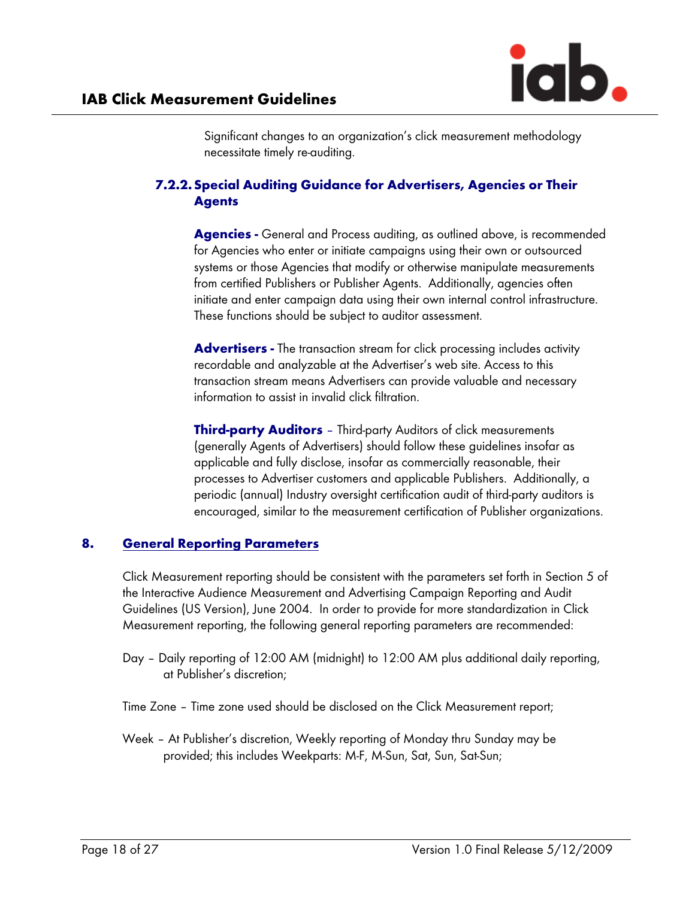Significant changes to an organization's click measurement methodology necessitate timely re-auditing.

### 7.2.2. Special Auditing Guidance for Advertisers, Agencies or Their Agents

**Agencies -** General and Process auditing, as outlined above, is recommended for Agencies who enter or initiate campaigns using their own or outsourced systems or those Agencies that modify or otherwise manipulate measurements from certified Publishers or Publisher Agents. Additionally, agencies often initiate and enter campaign data using their own internal control infrastructure. These functions should be subject to auditor assessment.

**Advertisers -** The transaction stream for click processing includes activity recordable and analyzable at the Advertiser's web site. Access to this transaction stream means Advertisers can provide valuable and necessary information to assist in invalid click filtration.

**Third-party Auditors** – Third-party Auditors of click measurements (generally Agents of Advertisers) should follow these guidelines insofar as applicable and fully disclose, insofar as commercially reasonable, their processes to Advertiser customers and applicable Publishers. Additionally, a periodic (annual) Industry oversight certification audit of third-party auditors is encouraged, similar to the measurement certification of Publisher organizations.

## 8. General Reporting Parameters

Click Measurement reporting should be consistent with the parameters set forth in Section 5 of the Interactive Audience Measurement and Advertising Campaign Reporting and Audit Guidelines (US Version), June 2004. In order to provide for more standardization in Click Measurement reporting, the following general reporting parameters are recommended:

Day – Daily reporting of 12:00 AM (midnight) to 12:00 AM plus additional daily reporting, at Publisher's discretion;

Time Zone – Time zone used should be disclosed on the Click Measurement report;

Week – At Publisher's discretion, Weekly reporting of Monday thru Sunday may be provided; this includes Weekparts: M-F, M-Sun, Sat, Sun, Sat-Sun;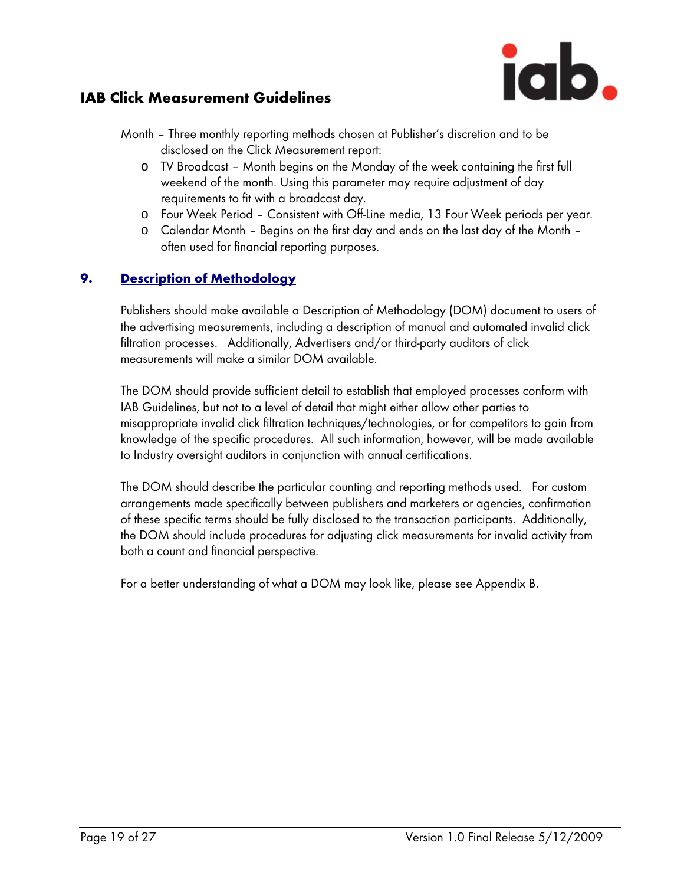Month – Three monthly reporting methods chosen at Publisher's discretion and to be disclosed on the Click Measurement report:

- TV Broadcast – Month begins on the Monday of the week containing the first full weekend of the month. Using this parameter may require adjustment of day requirements to fit with a broadcast day.
- Four Week Period – Consistent with Off-Line media, 13 Four Week periods per year.
- Calendar Month – Begins on the first day and ends on the last day of the Month – often used for financial reporting purposes.

## 9. Description of Methodology

Publishers should make available a Description of Methodology (DOM) document to users of the advertising measurements, including a description of manual and automated invalid click filtration processes. Additionally, Advertisers and/or third-party auditors of click measurements will make a similar DOM available.

The DOM should provide sufficient detail to establish that employed processes conform with IAB Guidelines, but not to a level of detail that might either allow other parties to misappropriate invalid click filtration techniques/technologies, or for competitors to gain from knowledge of the specific procedures. All such information, however, will be made available to Industry oversight auditors in conjunction with annual certifications.

The DOM should describe the particular counting and reporting methods used. For custom arrangements made specifically between publishers and marketers or agencies, confirmation of these specific terms should be fully disclosed to the transaction participants. Additionally, the DOM should include procedures for adjusting click measurements for invalid activity from both a count and financial perspective.

For a better understanding of what a DOM may look like, please see Appendix B.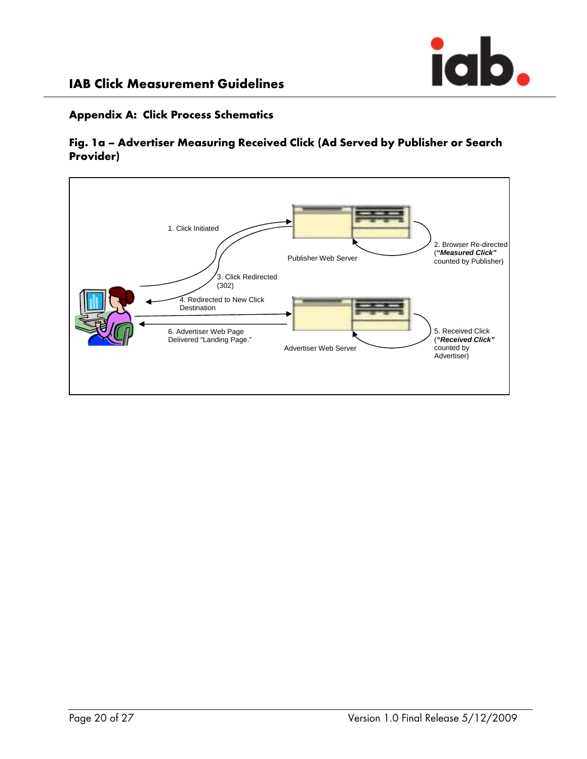## Appendix A: Click Process Schematics

### Fig. 1a – Advertiser Measuring Received Click (Ad Served by Publisher or Search Provider)

1. Click Initiated

2. Browser Re-directed (*"Measured Click"* counted by Publisher)

Publisher Web Server

3. Click Redirected (302)

4. Redirected to New Click Destination

5. Received Click (*"Received Click"* counted by Advertiser)

6. Advertiser Web Page Delivered "Landing Page."

Advertiser Web Server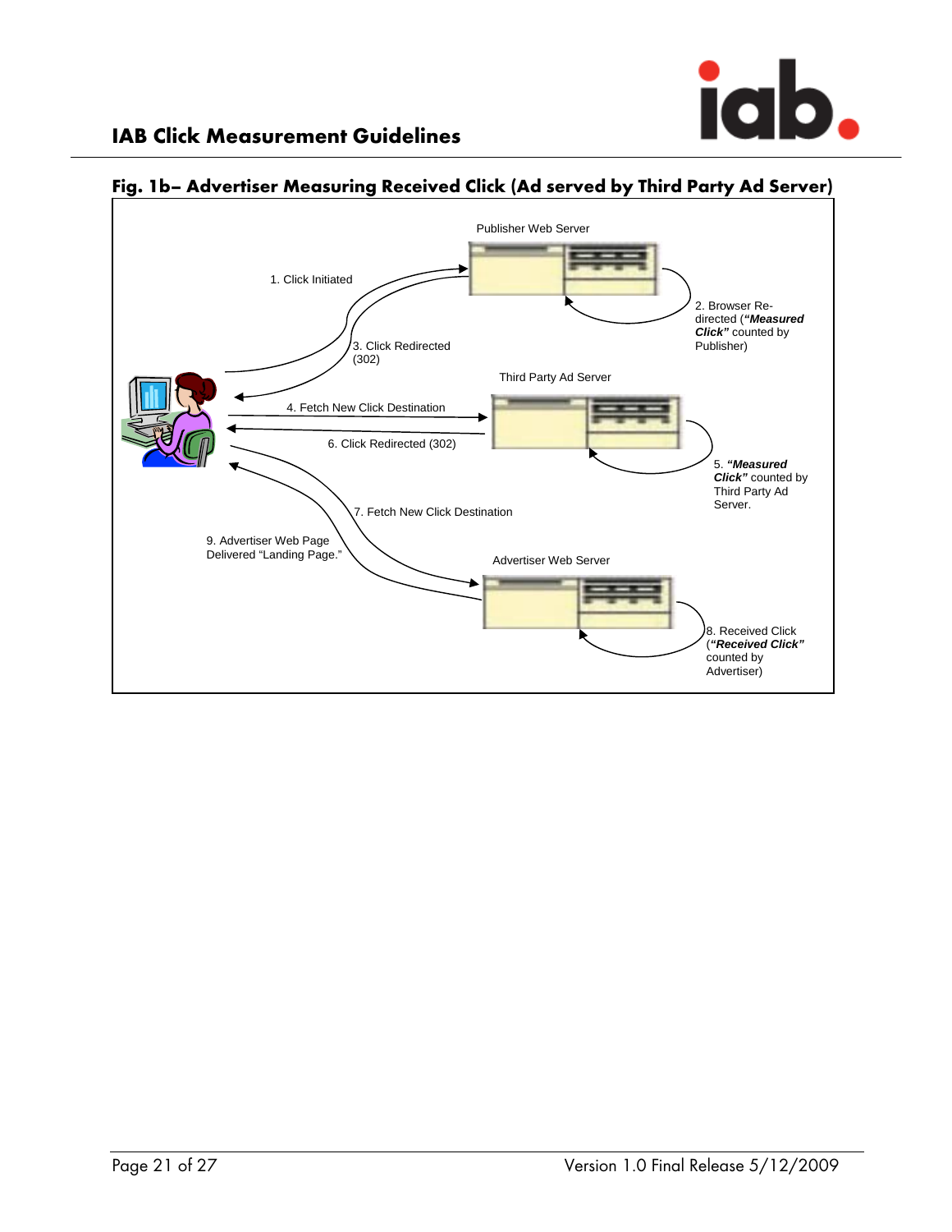## Fig. 1b– Advertiser Measuring Received Click (Ad served by Third Party Ad Server)

Publisher Web Server

1. Click Initiated

2. Browser Re-directed (***"Measured Click"*** counted by Publisher)

3. Click Redirected (302)

Third Party Ad Server

4. Fetch New Click Destination

5. ***"Measured Click"*** counted by Third Party Ad Server.

6. Click Redirected (302)

7. Fetch New Click Destination

Advertiser Web Server

8. Received Click (***"Received Click"*** counted by Advertiser)

9. Advertiser Web Page Delivered "Landing Page."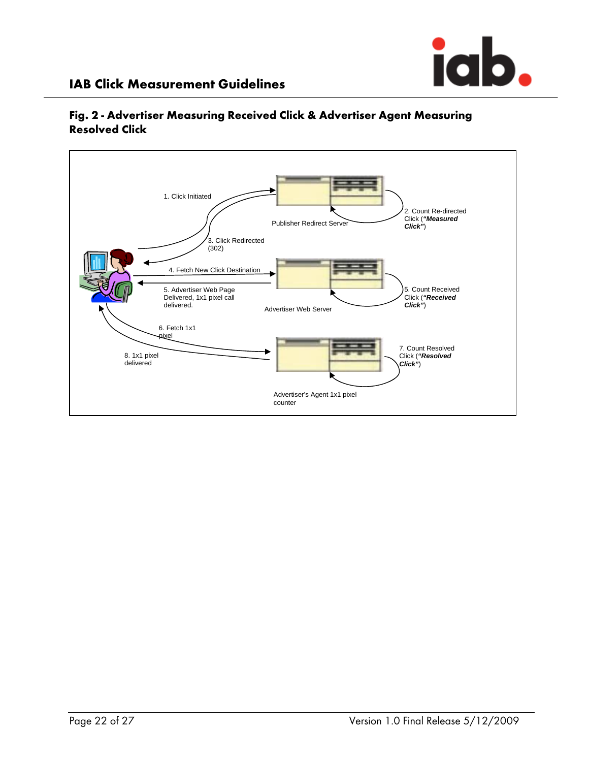## Fig. 2 - Advertiser Measuring Received Click & Advertiser Agent Measuring Resolved Click

1. Click Initiated

2. Count Re-directed Click (***"Measured Click"***)

Publisher Redirect Server

3. Click Redirected (302)

4. Fetch New Click Destination

5. Advertiser Web Page Delivered, 1x1 pixel call delivered.

5. Count Received Click (***"Received Click"***)

Advertiser Web Server

6. Fetch 1x1 pixel

7. Count Resolved Click (***"Resolved Click"***)

8. 1x1 pixel delivered

Advertiser's Agent 1x1 pixel counter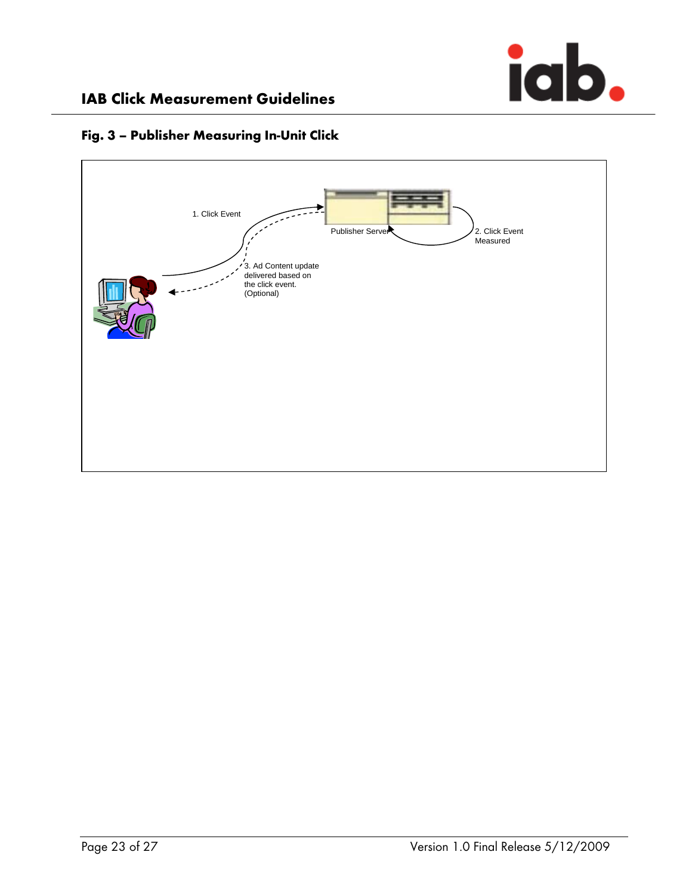## Fig. 3 – Publisher Measuring In-Unit Click

1. Click Event

Publisher Server

2. Click Event Measured

3. Ad Content update delivered based on the click event. (Optional)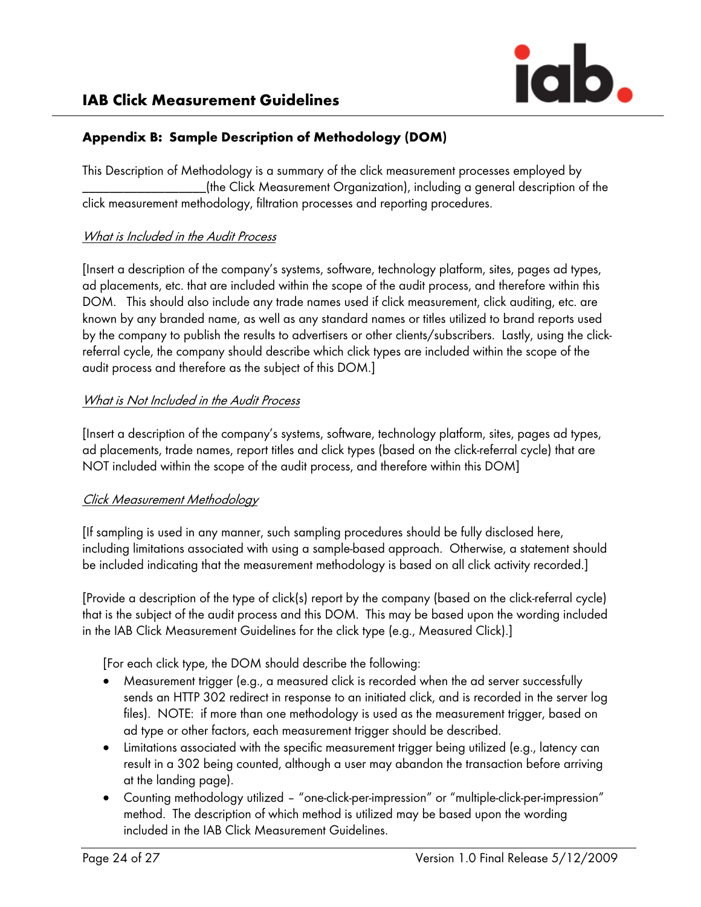## Appendix B: Sample Description of Methodology (DOM)

This Description of Methodology is a summary of the click measurement processes employed by \_\_\_\_\_\_\_\_\_\_\_\_\_\_\_\_\_\_\_\_(the Click Measurement Organization), including a general description of the click measurement methodology, filtration processes and reporting procedures.

*What is Included in the Audit Process*

[Insert a description of the company's systems, software, technology platform, sites, pages ad types, ad placements, etc. that are included within the scope of the audit process, and therefore within this DOM. This should also include any trade names used if click measurement, click auditing, etc. are known by any branded name, as well as any standard names or titles utilized to brand reports used by the company to publish the results to advertisers or other clients/subscribers. Lastly, using the click-referral cycle, the company should describe which click types are included within the scope of the audit process and therefore as the subject of this DOM.]

*What is Not Included in the Audit Process*

[Insert a description of the company's systems, software, technology platform, sites, pages ad types, ad placements, trade names, report titles and click types (based on the click-referral cycle) that are NOT included within the scope of the audit process, and therefore within this DOM]

*Click Measurement Methodology*

[If sampling is used in any manner, such sampling procedures should be fully disclosed here, including limitations associated with using a sample-based approach. Otherwise, a statement should be included indicating that the measurement methodology is based on all click activity recorded.]

[Provide a description of the type of click(s) report by the company (based on the click-referral cycle) that is the subject of the audit process and this DOM. This may be based upon the wording included in the IAB Click Measurement Guidelines for the click type (e.g., Measured Click).]

[For each click type, the DOM should describe the following:

- Measurement trigger (e.g., a measured click is recorded when the ad server successfully sends an HTTP 302 redirect in response to an initiated click, and is recorded in the server log files). NOTE: if more than one methodology is used as the measurement trigger, based on ad type or other factors, each measurement trigger should be described.
- Limitations associated with the specific measurement trigger being utilized (e.g., latency can result in a 302 being counted, although a user may abandon the transaction before arriving at the landing page).
- Counting methodology utilized – "one-click-per-impression" or "multiple-click-per-impression" method. The description of which method is utilized may be based upon the wording included in the IAB Click Measurement Guidelines.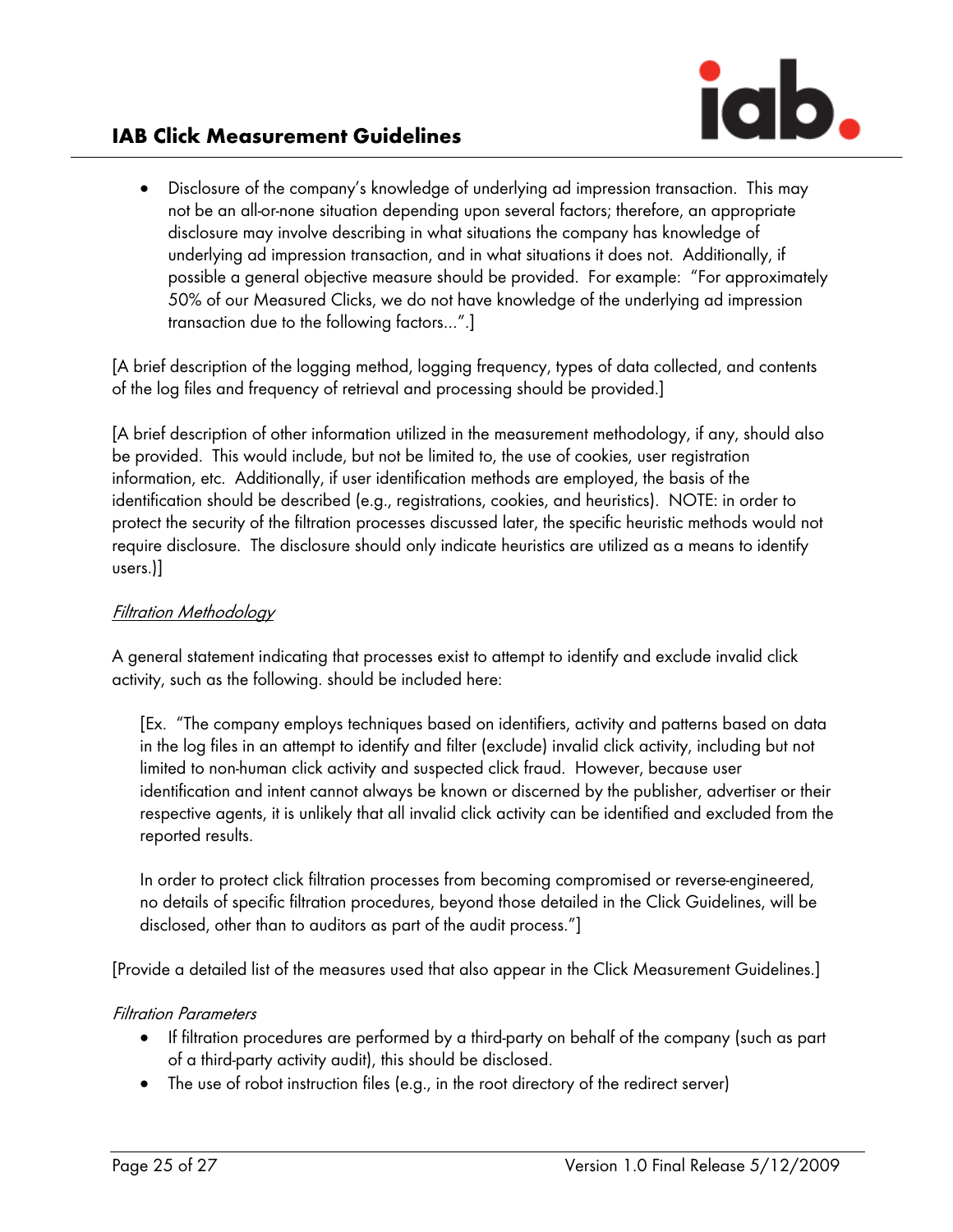- Disclosure of the company's knowledge of underlying ad impression transaction. This may not be an all-or-none situation depending upon several factors; therefore, an appropriate disclosure may involve describing in what situations the company has knowledge of underlying ad impression transaction, and in what situations it does not. Additionally, if possible a general objective measure should be provided. For example: "For approximately 50% of our Measured Clicks, we do not have knowledge of the underlying ad impression transaction due to the following factors...".]

[A brief description of the logging method, logging frequency, types of data collected, and contents of the log files and frequency of retrieval and processing should be provided.]

[A brief description of other information utilized in the measurement methodology, if any, should also be provided. This would include, but not be limited to, the use of cookies, user registration information, etc. Additionally, if user identification methods are employed, the basis of the identification should be described (e.g., registrations, cookies, and heuristics). NOTE: in order to protect the security of the filtration processes discussed later, the specific heuristic methods would not require disclosure. The disclosure should only indicate heuristics are utilized as a means to identify users.)]

*Filtration Methodology*

A general statement indicating that processes exist to attempt to identify and exclude invalid click activity, such as the following. should be included here:

> [Ex. "The company employs techniques based on identifiers, activity and patterns based on data in the log files in an attempt to identify and filter (exclude) invalid click activity, including but not limited to non-human click activity and suspected click fraud. However, because user identification and intent cannot always be known or discerned by the publisher, advertiser or their respective agents, it is unlikely that all invalid click activity can be identified and excluded from the reported results.
>
> In order to protect click filtration processes from becoming compromised or reverse-engineered, no details of specific filtration procedures, beyond those detailed in the Click Guidelines, will be disclosed, other than to auditors as part of the audit process."]

[Provide a detailed list of the measures used that also appear in the Click Measurement Guidelines.]

*Filtration Parameters*

- If filtration procedures are performed by a third-party on behalf of the company (such as part of a third-party activity audit), this should be disclosed.
- The use of robot instruction files (e.g., in the root directory of the redirect server)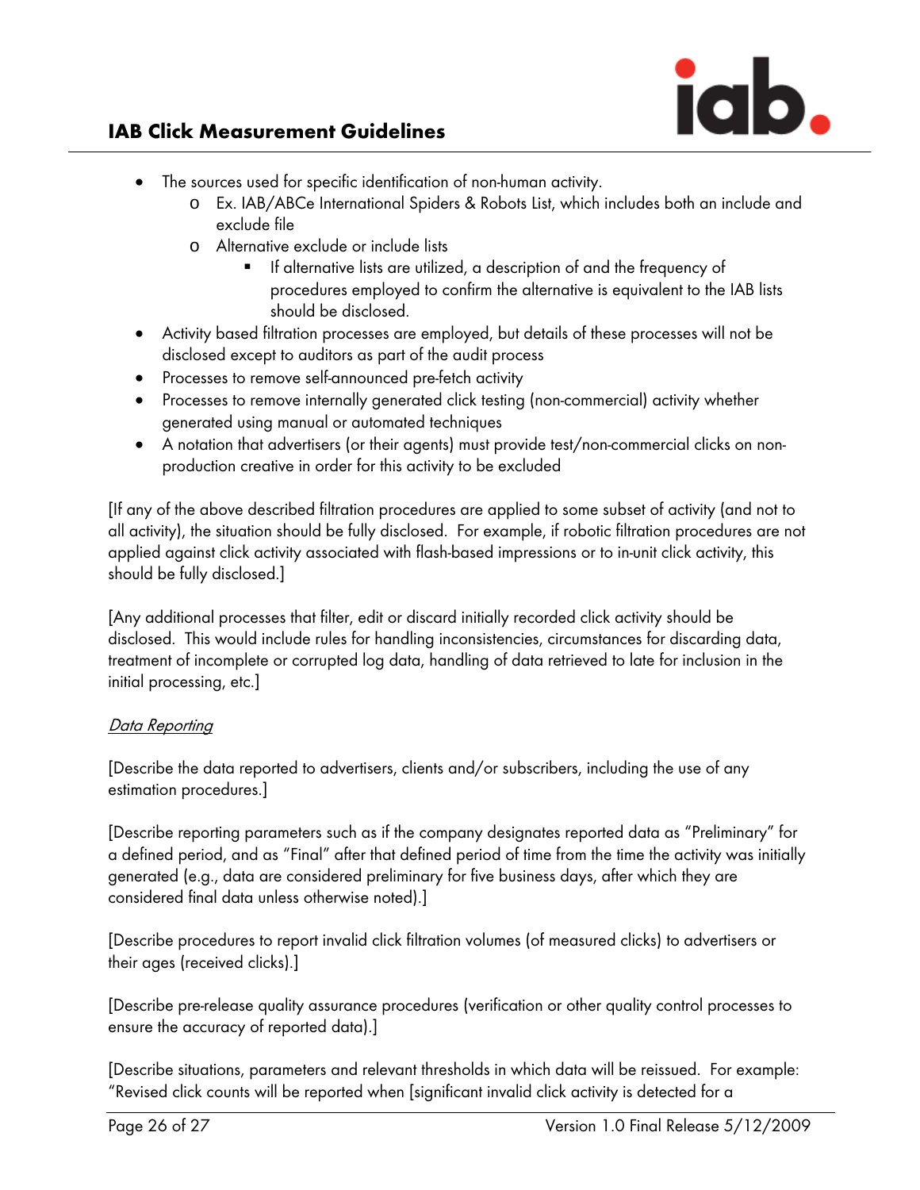- The sources used for specific identification of non-human activity.
  - Ex. IAB/ABCe International Spiders & Robots List, which includes both an include and exclude file
  - Alternative exclude or include lists
    - If alternative lists are utilized, a description of and the frequency of procedures employed to confirm the alternative is equivalent to the IAB lists should be disclosed.
- Activity based filtration processes are employed, but details of these processes will not be disclosed except to auditors as part of the audit process
- Processes to remove self-announced pre-fetch activity
- Processes to remove internally generated click testing (non-commercial) activity whether generated using manual or automated techniques
- A notation that advertisers (or their agents) must provide test/non-commercial clicks on non-production creative in order for this activity to be excluded

[If any of the above described filtration procedures are applied to some subset of activity (and not to all activity), the situation should be fully disclosed. For example, if robotic filtration procedures are not applied against click activity associated with flash-based impressions or to in-unit click activity, this should be fully disclosed.]

[Any additional processes that filter, edit or discard initially recorded click activity should be disclosed. This would include rules for handling inconsistencies, circumstances for discarding data, treatment of incomplete or corrupted log data, handling of data retrieved to late for inclusion in the initial processing, etc.]

*Data Reporting*

[Describe the data reported to advertisers, clients and/or subscribers, including the use of any estimation procedures.]

[Describe reporting parameters such as if the company designates reported data as "Preliminary" for a defined period, and as "Final" after that defined period of time from the time the activity was initially generated (e.g., data are considered preliminary for five business days, after which they are considered final data unless otherwise noted).]

[Describe procedures to report invalid click filtration volumes (of measured clicks) to advertisers or their ages (received clicks).]

[Describe pre-release quality assurance procedures (verification or other quality control processes to ensure the accuracy of reported data).]

[Describe situations, parameters and relevant thresholds in which data will be reissued. For example: "Revised click counts will be reported when [significant invalid click activity is detected for a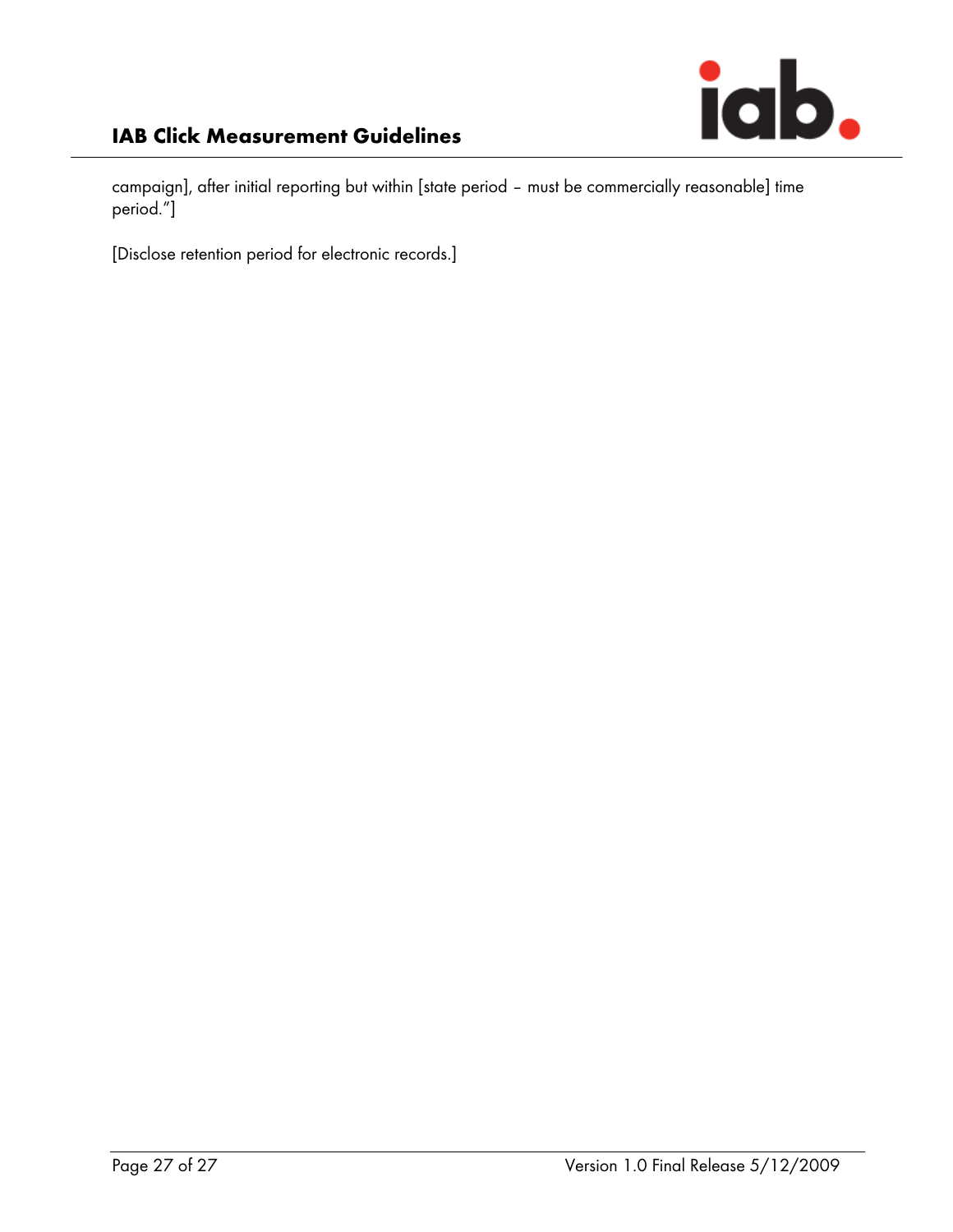campaign], after initial reporting but within [state period – must be commercially reasonable] time period."]

[Disclose retention period for electronic records.]